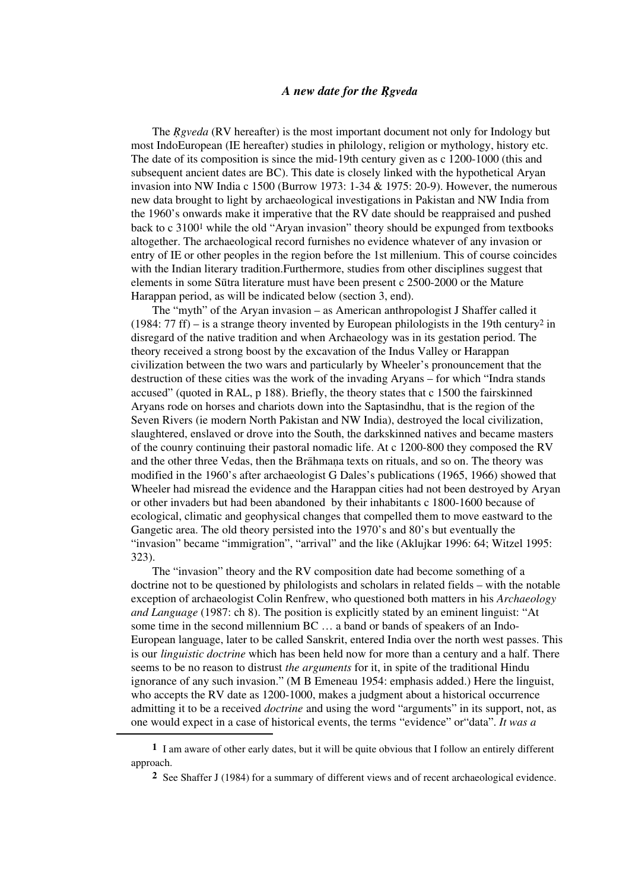# *A new date for the Ṛgveda*

The *Ṛgveda* (RV hereafter) is the most important document not only for Indology but most IndoEuropean (IE hereafter) studies in philology, religion or mythology, history etc. The date of its composition is since the mid-19th century given as c 1200-1000 (this and subsequent ancient dates are BC). This date is closely linked with the hypothetical Aryan invasion into NW India c 1500 (Burrow 1973: 1-34 & 1975: 20-9). However, the numerous new data brought to light by archaeological investigations in Pakistan and NW India from the 1960's onwards make it imperative that the RV date should be reappraised and pushed back to c 3100[1] while the old "Aryan invasion" theory should be expunged from textbooks altogether. The archaeological record furnishes no evidence whatever of any invasion or entry of IE or other peoples in the region before the 1st millenium. This of course coincides with the Indian literary tradition.Furthermore, studies from other disciplines suggest that elements in some Sūtra literature must have been present c 2500-2000 or the Mature Harappan period, as will be indicated below (section 3, end).

The "myth" of the Aryan invasion – as American anthropologist J Shaffer called it (1984: 77 ff) – is a strange theory invented by European philologists in the 19th century[2] in disregard of the native tradition and when Archaeology was in its gestation period. The theory received a strong boost by the excavation of the Indus Valley or Harappan civilization between the two wars and particularly by Wheeler's pronouncement that the destruction of these cities was the work of the invading Aryans – for which "Indra stands accused" (quoted in RAL, p 188). Briefly, the theory states that c 1500 the fairskinned Aryans rode on horses and chariots down into the Saptasindhu, that is the region of the Seven Rivers (ie modern North Pakistan and NW India), destroyed the local civilization, slaughtered, enslaved or drove into the South, the darkskinned natives and became masters of the counry continuing their pastoral nomadic life. At c 1200-800 they composed the RV and the other three Vedas, then the Brāhmaṇa texts on rituals, and so on. The theory was modified in the 1960's after archaeologist G Dales's publications (1965, 1966) showed that Wheeler had misread the evidence and the Harappan cities had not been destroyed by Aryan or other invaders but had been abandoned by their inhabitants c 1800-1600 because of ecological, climatic and geophysical changes that compelled them to move eastward to the Gangetic area. The old theory persisted into the 1970's and 80's but eventually the "invasion" became "immigration", "arrival" and the like (Aklujkar 1996: 64; Witzel 1995: 323).

The "invasion" theory and the RV composition date had become something of a doctrine not to be questioned by philologists and scholars in related fields – with the notable exception of archaeologist Colin Renfrew, who questioned both matters in his *Archaeology and Language* (1987: ch 8). The position is explicitly stated by an eminent linguist: "At some time in the second millennium BC … a band or bands of speakers of an Indo-European language, later to be called Sanskrit, entered India over the north west passes. This is our *linguistic doctrine* which has been held now for more than a century and a half. There seems to be no reason to distrust *the arguments* for it, in spite of the traditional Hindu ignorance of any such invasion." (M B Emeneau 1954: emphasis added.) Here the linguist, who accepts the RV date as 1200-1000, makes a judgment about a historical occurrence admitting it to be a received *doctrine* and using the word "arguments" in its support, not, as one would expect in a case of historical events, the terms "evidence" or"data". *It was a*

---

**1** I am aware of other early dates, but it will be quite obvious that I follow an entirely different approach.

**2** See Shaffer J (1984) for a summary of different views and of recent archaeological evidence.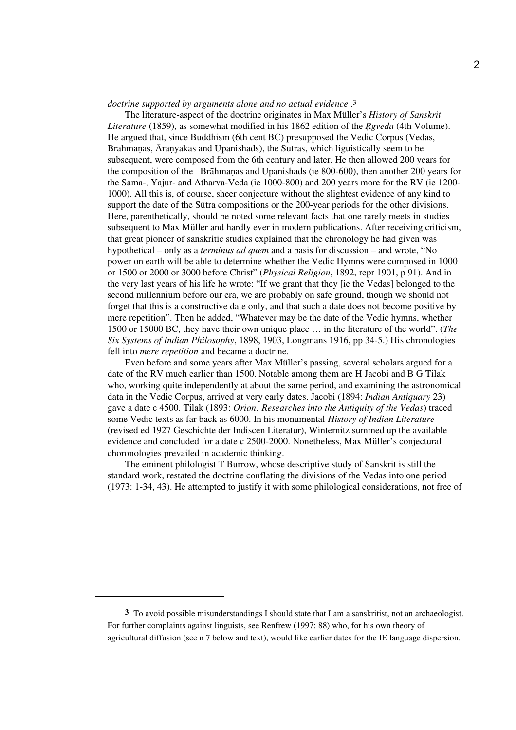*doctrine supported by arguments alone and no actual evidence* .[3]

The literature-aspect of the doctrine originates in Max Müller's *History of Sanskrit Literature* (1859), as somewhat modified in his 1862 edition of the *Ṛgveda* (4th Volume). He argued that, since Buddhism (6th cent BC) presupposed the Vedic Corpus (Vedas, Brāhmaṇas, Āraṇyakas and Upanishads), the Sūtras, which liguistically seem to be subsequent, were composed from the 6th century and later. He then allowed 200 years for the composition of the Brāhmaṇas and Upanishads (ie 800-600), then another 200 years for the Sāma-, Yajur- and Atharva-Veda (ie 1000-800) and 200 years more for the RV (ie 1200-1000). All this is, of course, sheer conjecture without the slightest evidence of any kind to support the date of the Sūtra compositions or the 200-year periods for the other divisions. Here, parenthetically, should be noted some relevant facts that one rarely meets in studies subsequent to Max Müller and hardly ever in modern publications. After receiving criticism, that great pioneer of sanskritic studies explained that the chronology he had given was hypothetical – only as a *terminus ad quem* and a basis for discussion – and wrote, "No power on earth will be able to determine whether the Vedic Hymns were composed in 1000 or 1500 or 2000 or 3000 before Christ" (*Physical Religion*, 1892, repr 1901, p 91). And in the very last years of his life he wrote: "If we grant that they [ie the Vedas] belonged to the second millennium before our era, we are probably on safe ground, though we should not forget that this is a constructive date only, and that such a date does not become positive by mere repetition". Then he added, "Whatever may be the date of the Vedic hymns, whether 1500 or 15000 BC, they have their own unique place … in the literature of the world". (*The Six Systems of Indian Philosophy*, 1898, 1903, Longmans 1916, pp 34-5.) His chronologies fell into *mere repetition* and became a doctrine.

Even before and some years after Max Müller's passing, several scholars argued for a date of the RV much earlier than 1500. Notable among them are H Jacobi and B G Tilak who, working quite independently at about the same period, and examining the astronomical data in the Vedic Corpus, arrived at very early dates. Jacobi (1894: *Indian Antiquary* 23) gave a date c 4500. Tilak (1893: *Orion: Researches into the Antiquity of the Vedas*) traced some Vedic texts as far back as 6000. In his monumental *History of Indian Literature* (revised ed 1927 Geschichte der Indiscen Literatur), Winternitz summed up the available evidence and concluded for a date c 2500-2000. Nonetheless, Max Müller's conjectural choronologies prevailed in academic thinking.

The eminent philologist T Burrow, whose descriptive study of Sanskrit is still the standard work, restated the doctrine conflating the divisions of the Vedas into one period (1973: 1-34, 43). He attempted to justify it with some philological considerations, not free of

---

[3] To avoid possible misunderstandings I should state that I am a sanskritist, not an archaeologist. For further complaints against linguists, see Renfrew (1997: 88) who, for his own theory of agricultural diffusion (see n 7 below and text), would like earlier dates for the IE language dispersion.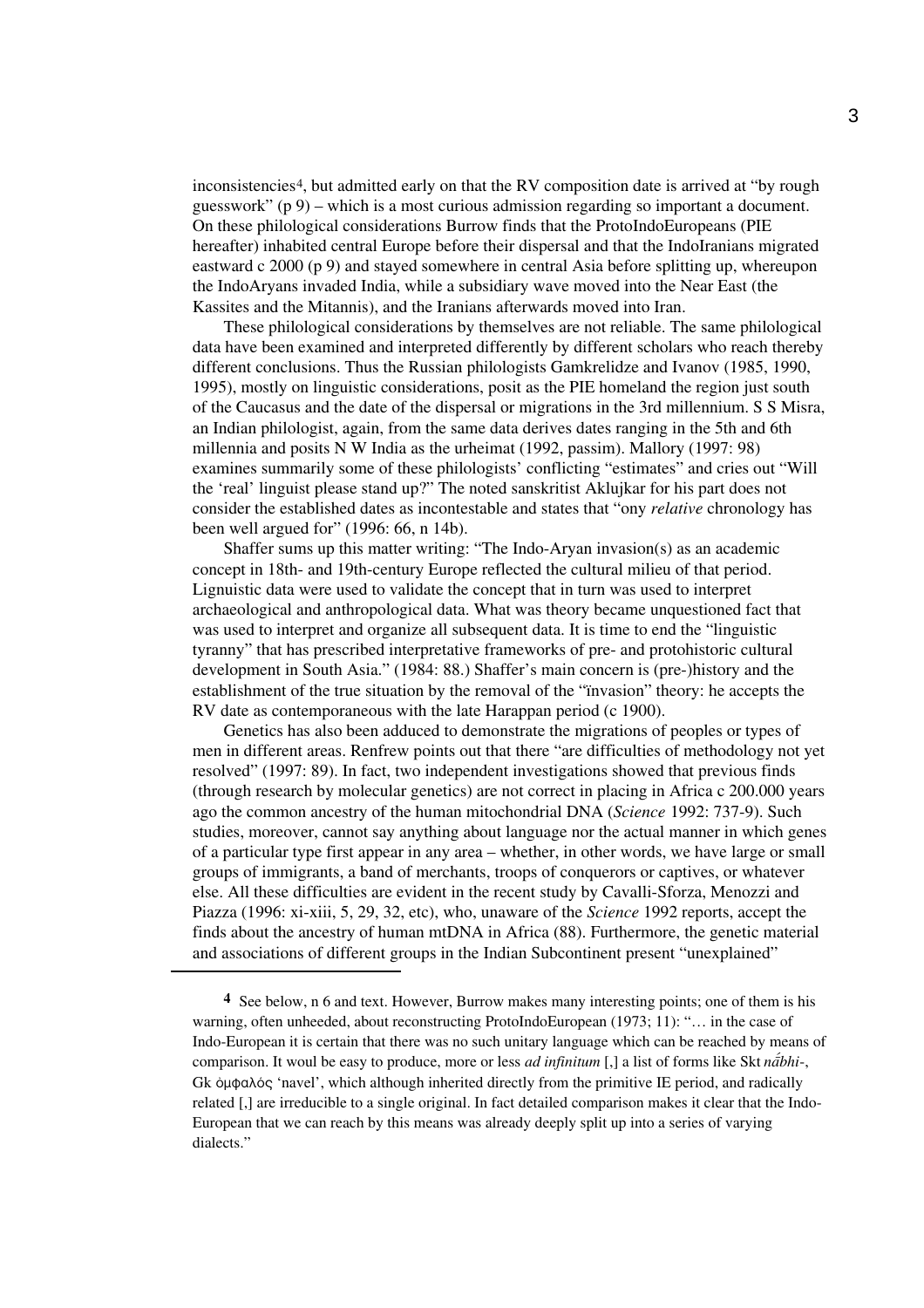inconsistencies[4], but admitted early on that the RV composition date is arrived at "by rough guesswork" (p 9) – which is a most curious admission regarding so important a document. On these philological considerations Burrow finds that the ProtoIndoEuropeans (PIE hereafter) inhabited central Europe before their dispersal and that the IndoIranians migrated eastward c 2000 (p 9) and stayed somewhere in central Asia before splitting up, whereupon the IndoAryans invaded India, while a subsidiary wave moved into the Near East (the Kassites and the Mitannis), and the Iranians afterwards moved into Iran.

These philological considerations by themselves are not reliable. The same philological data have been examined and interpreted differently by different scholars who reach thereby different conclusions. Thus the Russian philologists Gamkrelidze and Ivanov (1985, 1990, 1995), mostly on linguistic considerations, posit as the PIE homeland the region just south of the Caucasus and the date of the dispersal or migrations in the 3rd millennium. S S Misra, an Indian philologist, again, from the same data derives dates ranging in the 5th and 6th millennia and posits N W India as the urheimat (1992, passim). Mallory (1997: 98) examines summarily some of these philologists' conflicting "estimates" and cries out "Will the 'real' linguist please stand up?" The noted sanskritist Aklujkar for his part does not consider the established dates as incontestable and states that "ony *relative* chronology has been well argued for" (1996: 66, n 14b).

Shaffer sums up this matter writing: "The Indo-Aryan invasion(s) as an academic concept in 18th- and 19th-century Europe reflected the cultural milieu of that period. Lignuistic data were used to validate the concept that in turn was used to interpret archaeological and anthropological data. What was theory became unquestioned fact that was used to interpret and organize all subsequent data. It is time to end the "linguistic tyranny" that has prescribed interpretative frameworks of pre- and protohistoric cultural development in South Asia." (1984: 88.) Shaffer's main concern is (pre-)history and the establishment of the true situation by the removal of the "ïnvasion" theory: he accepts the RV date as contemporaneous with the late Harappan period (c 1900).

Genetics has also been adduced to demonstrate the migrations of peoples or types of men in different areas. Renfrew points out that there "are difficulties of methodology not yet resolved" (1997: 89). In fact, two independent investigations showed that previous finds (through research by molecular genetics) are not correct in placing in Africa c 200.000 years ago the common ancestry of the human mitochondrial DNA (*Science* 1992: 737-9). Such studies, moreover, cannot say anything about language nor the actual manner in which genes of a particular type first appear in any area – whether, in other words, we have large or small groups of immigrants, a band of merchants, troops of conquerors or captives, or whatever else. All these difficulties are evident in the recent study by Cavalli-Sforza, Menozzi and Piazza (1996: xi-xiii, 5, 29, 32, etc), who, unaware of the *Science* 1992 reports, accept the finds about the ancestry of human mtDNA in Africa (88). Furthermore, the genetic material and associations of different groups in the Indian Subcontinent present "unexplained"

---

**4** See below, n 6 and text. However, Burrow makes many interesting points; one of them is his warning, often unheeded, about reconstructing ProtoIndoEuropean (1973; 11): "… in the case of Indo-European it is certain that there was no such unitary language which can be reached by means of comparison. It woul be easy to produce, more or less *ad infinitum* [,] a list of forms like Skt *nā́bhi*-, Gk ὀμφαλός 'navel', which although inherited directly from the primitive IE period, and radically related [,] are irreducible to a single original. In fact detailed comparison makes it clear that the Indo-European that we can reach by this means was already deeply split up into a series of varying dialects."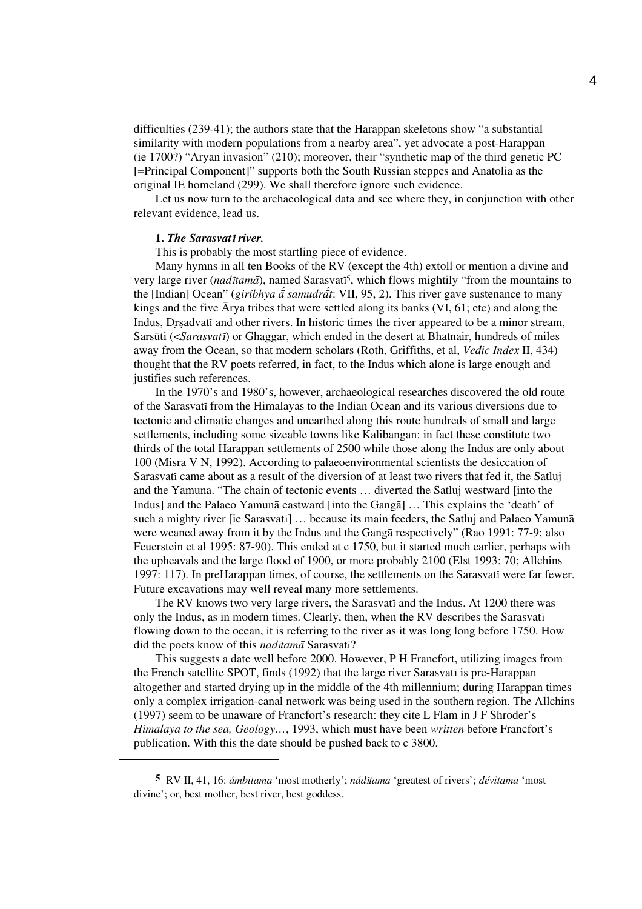difficulties (239-41); the authors state that the Harappan skeletons show "a substantial similarity with modern populations from a nearby area", yet advocate a post-Harappan (ie 1700?) "Aryan invasion" (210); moreover, their "synthetic map of the third genetic PC [=Principal Component]" supports both the South Russian steppes and Anatolia as the original IE homeland (299). We shall therefore ignore such evidence.

Let us now turn to the archaeological data and see where they, in conjunction with other relevant evidence, lead us.

**1.** ***The Sarasvatī river.***

This is probably the most startling piece of evidence.

Many hymns in all ten Books of the RV (except the 4th) extoll or mention a divine and very large river (*nadītamā*), named Sarasvatī[5], which flows mightily "from the mountains to the [Indian] Ocean" (*giríbhya ā́ samudrā́t*: VII, 95, 2). This river gave sustenance to many kings and the five Ārya tribes that were settled along its banks (VI, 61; etc) and along the Indus, Dṛṣadvatī and other rivers. In historic times the river appeared to be a minor stream, Sarsūti (<*Sarasvatī*) or Ghaggar, which ended in the desert at Bhatnair, hundreds of miles away from the Ocean, so that modern scholars (Roth, Griffiths, et al, *Vedic Index* II, 434) thought that the RV poets referred, in fact, to the Indus which alone is large enough and justifies such references.

In the 1970's and 1980's, however, archaeological researches discovered the old route of the Sarasvatī from the Himalayas to the Indian Ocean and its various diversions due to tectonic and climatic changes and unearthed along this route hundreds of small and large settlements, including some sizeable towns like Kalibangan: in fact these constitute two thirds of the total Harappan settlements of 2500 while those along the Indus are only about 100 (Misra V N, 1992). According to palaeoenvironmental scientists the desiccation of Sarasvatī came about as a result of the diversion of at least two rivers that fed it, the Satluj and the Yamuna. "The chain of tectonic events … diverted the Satluj westward [into the Indus] and the Palaeo Yamunā eastward [into the Gangā] … This explains the 'death' of such a mighty river [ie Sarasvatī] … because its main feeders, the Satluj and Palaeo Yamunā were weaned away from it by the Indus and the Gangā respectively" (Rao 1991: 77-9; also Feuerstein et al 1995: 87-90). This ended at c 1750, but it started much earlier, perhaps with the upheavals and the large flood of 1900, or more probably 2100 (Elst 1993: 70; Allchins 1997: 117). In preHarappan times, of course, the settlements on the Sarasvatī were far fewer. Future excavations may well reveal many more settlements.

The RV knows two very large rivers, the Sarasvatī and the Indus. At 1200 there was only the Indus, as in modern times. Clearly, then, when the RV describes the Sarasvatī flowing down to the ocean, it is referring to the river as it was long long before 1750. How did the poets know of this *nadītamā* Sarasvatī?

This suggests a date well before 2000. However, P H Francfort, utilizing images from the French satellite SPOT, finds (1992) that the large river Sarasvatī is pre-Harappan altogether and started drying up in the middle of the 4th millennium; during Harappan times only a complex irrigation-canal network was being used in the southern region. The Allchins (1997) seem to be unaware of Francfort's research: they cite L Flam in J F Shroder's *Himalaya to the sea, Geology…*, 1993, which must have been *written* before Francfort's publication. With this the date should be pushed back to c 3800.

---

[5] RV II, 41, 16: *ámbitamā* 'most motherly'; *nádītamā* 'greatest of rivers'; *dévitamā* 'most divine'; or, best mother, best river, best goddess.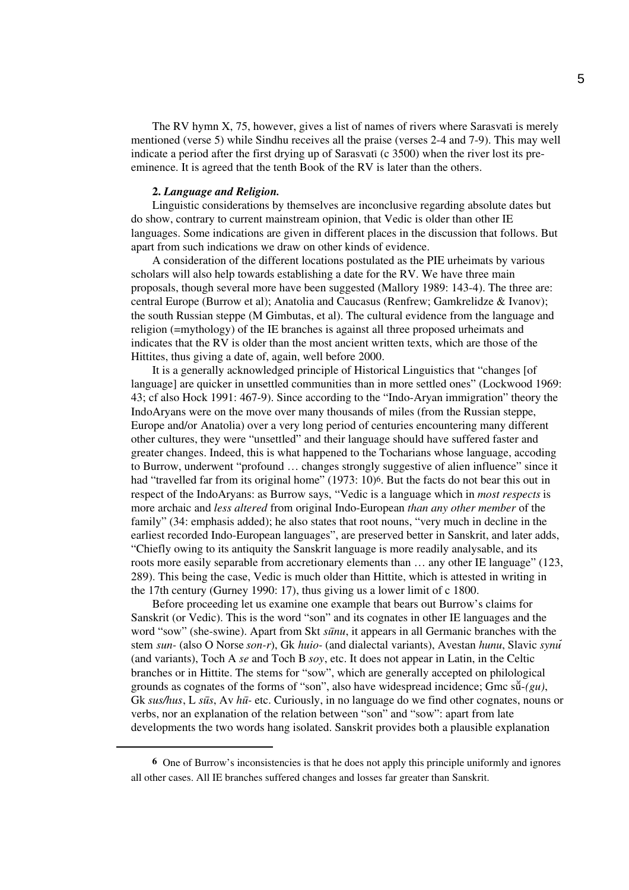The RV hymn X, 75, however, gives a list of names of rivers where Sarasvatī is merely mentioned (verse 5) while Sindhu receives all the praise (verses 2-4 and 7-9). This may well indicate a period after the first drying up of Sarasvatī (c 3500) when the river lost its pre-eminence. It is agreed that the tenth Book of the RV is later than the others.

**2.** ***Language and Religion.***

Linguistic considerations by themselves are inconclusive regarding absolute dates but do show, contrary to current mainstream opinion, that Vedic is older than other IE languages. Some indications are given in different places in the discussion that follows. But apart from such indications we draw on other kinds of evidence.

A consideration of the different locations postulated as the PIE urheimats by various scholars will also help towards establishing a date for the RV. We have three main proposals, though several more have been suggested (Mallory 1989: 143-4). The three are: central Europe (Burrow et al); Anatolia and Caucasus (Renfrew; Gamkrelidze & Ivanov); the south Russian steppe (M Gimbutas, et al). The cultural evidence from the language and religion (=mythology) of the IE branches is against all three proposed urheimats and indicates that the RV is older than the most ancient written texts, which are those of the Hittites, thus giving a date of, again, well before 2000.

It is a generally acknowledged principle of Historical Linguistics that "changes [of language] are quicker in unsettled communities than in more settled ones" (Lockwood 1969: 43; cf also Hock 1991: 467-9). Since according to the "Indo-Aryan immigration" theory the IndoAryans were on the move over many thousands of miles (from the Russian steppe, Europe and/or Anatolia) over a very long period of centuries encountering many different other cultures, they were "unsettled" and their language should have suffered faster and greater changes. Indeed, this is what happened to the Tocharians whose language, accoding to Burrow, underwent "profound … changes strongly suggestive of alien influence" since it had "travelled far from its original home" (1973: 10)[6]. But the facts do not bear this out in respect of the IndoAryans: as Burrow says, "Vedic is a language which in *most respects* is more archaic and *less altered* from original Indo-European *than any other member* of the family" (34: emphasis added); he also states that root nouns, "very much in decline in the earliest recorded Indo-European languages", are preserved better in Sanskrit, and later adds, "Chiefly owing to its antiquity the Sanskrit language is more readily analysable, and its roots more easily separable from accretionary elements than … any other IE language" (123, 289). This being the case, Vedic is much older than Hittite, which is attested in writing in the 17th century (Gurney 1990: 17), thus giving us a lower limit of c 1800.

Before proceeding let us examine one example that bears out Burrow's claims for Sanskrit (or Vedic). This is the word "son" and its cognates in other IE languages and the word "sow" (she-swine). Apart from Skt *sūnu*, it appears in all Germanic branches with the stem *sun-* (also O Norse *son-r*), Gk *huio-* (and dialectal variants), Avestan *hunu*, Slavic *synŭ* (and variants), Toch A *se* and Toch B *soy*, etc. It does not appear in Latin, in the Celtic branches or in Hittite. The stems for "sow", which are generally accepted on philological grounds as cognates of the forms of "son", also have widespread incidence; Gmc sŭ-*(gu)*, Gk *sus/hus*, L *sūs*, Av *hū-* etc. Curiously, in no language do we find other cognates, nouns or verbs, nor an explanation of the relation between "son" and "sow": apart from late developments the two words hang isolated. Sanskrit provides both a plausible explanation

---

**6** One of Burrow's inconsistencies is that he does not apply this principle uniformly and ignores all other cases. All IE branches suffered changes and losses far greater than Sanskrit.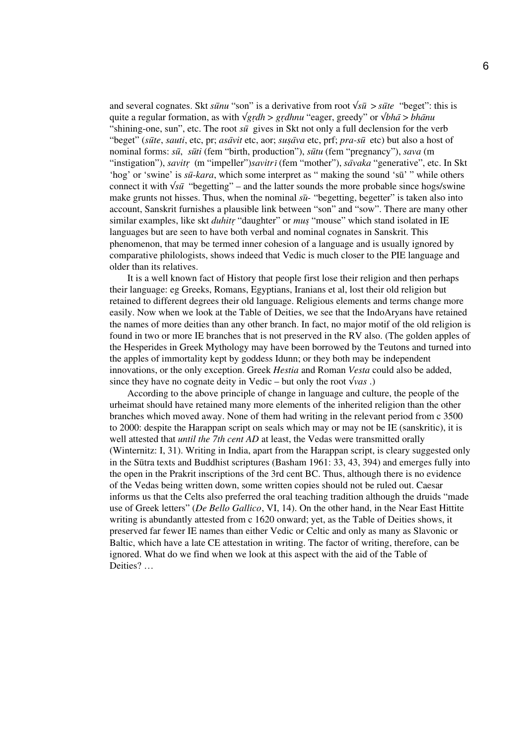and several cognates. Skt *sūnu* "son" is a derivative from root √*sū* > *sūte* "beget": this is quite a regular formation, as with √*gṛdh* > *gṛdhnu* "eager, greedy" or √*bhā* > *bhānu* "shining-one, sun", etc. The root *sū* gives in Skt not only a full declension for the verb "beget" (*sūte*, *sauti*, etc, pr; *asāvit* etc, aor; *suṣāva* etc, prf; *pra-sū* etc) but also a host of nominal forms: *sū*, *sūti* (fem "birth, production"), *sūtu* (fem "pregnancy"), *sava* (m "instigation"), *savitṛ* (m "impeller")*savitrī* (fem "mother"), *sāvaka* "generative", etc. In Skt 'hog' or 'swine' is *sū-kara*, which some interpret as " making the sound 'sū' " while others connect it with √*sū* "begetting" – and the latter sounds the more probable since hogs/swine make grunts not hisses. Thus, when the nominal *sū-* "begetting, begetter" is taken also into account, Sanskrit furnishes a plausible link between "son" and "sow". There are many other similar examples, like skt *duhitṛ* "daughter" or *muṣ* "mouse" which stand isolated in IE languages but are seen to have both verbal and nominal cognates in Sanskrit. This phenomenon, that may be termed inner cohesion of a language and is usually ignored by comparative philologists, shows indeed that Vedic is much closer to the PIE language and older than its relatives.

It is a well known fact of History that people first lose their religion and then perhaps their language: eg Greeks, Romans, Egyptians, Iranians et al, lost their old religion but retained to different degrees their old language. Religious elements and terms change more easily. Now when we look at the Table of Deities, we see that the IndoAryans have retained the names of more deities than any other branch. In fact, no major motif of the old religion is found in two or more IE branches that is not preserved in the RV also. (The golden apples of the Hesperides in Greek Mythology may have been borrowed by the Teutons and turned into the apples of immortality kept by goddess Idunn; or they both may be independent innovations, or the only exception. Greek *Hestia* and Roman *Vesta* could also be added, since they have no cognate deity in Vedic – but only the root √*vas* .)

According to the above principle of change in language and culture, the people of the urheimat should have retained many more elements of the inherited religion than the other branches which moved away. None of them had writing in the relevant period from c 3500 to 2000: despite the Harappan script on seals which may or may not be IE (sanskritic), it is well attested that *until the 7th cent AD* at least, the Vedas were transmitted orally (Winternitz: I, 31). Writing in India, apart from the Harappan script, is cleary suggested only in the Sūtra texts and Buddhist scriptures (Basham 1961: 33, 43, 394) and emerges fully into the open in the Prakrit inscriptions of the 3rd cent BC. Thus, although there is no evidence of the Vedas being written down, some written copies should not be ruled out. Caesar informs us that the Celts also preferred the oral teaching tradition although the druids "made use of Greek letters" (*De Bello Gallico*, VI, 14). On the other hand, in the Near East Hittite writing is abundantly attested from c 1620 onward; yet, as the Table of Deities shows, it preserved far fewer IE names than either Vedic or Celtic and only as many as Slavonic or Baltic, which have a late CE attestation in writing. The factor of writing, therefore, can be ignored. What do we find when we look at this aspect with the aid of the Table of Deities? …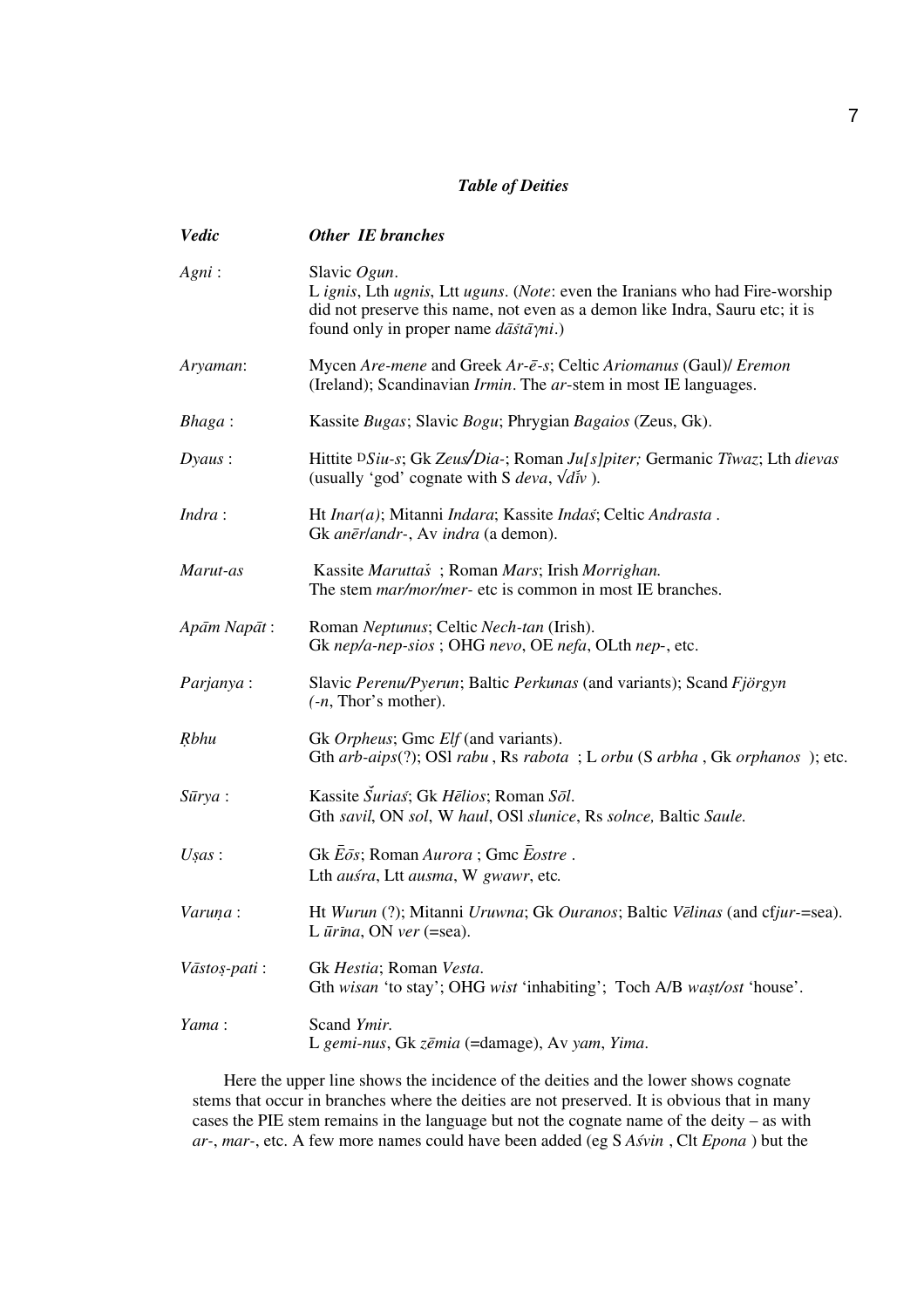### *Table of Deities*

| *Vedic* | *Other IE branches* |
|---|---|
| *Agni* : | Slavic *Ogun*.<br>L *ignis*, Lth *ugnis*, Ltt *uguns*. (*Note*: even the Iranians who had Fire-worship did not preserve this name, not even as a demon like Indra, Sauru etc; it is found only in proper name *dāśtāγni*.) |
| *Aryaman*: | Mycen *Are-mene* and Greek *Ar-ē-s*; Celtic *Ariomanus* (Gaul)/ *Eremon* (Ireland); Scandinavian *Irmin*. The *ar*-stem in most IE languages. |
| *Bhaga* : | Kassite *Bugas*; Slavic *Bogu*; Phrygian *Bagaios* (Zeus, Gk). |
| *Dyaus* : | Hittite [D]*Siu-s*; Gk *Zeus/Dia-*; Roman *Ju[s]piter;* Germanic *Tîwaz*; Lth *dievas* (usually 'god' cognate with S *deva*, √*dīv* ). |
| *Indra* : | Ht *Inar(a)*; Mitanni *Indara*; Kassite *Indaś*; Celtic *Andrasta* .<br>Gk *anēr/andr-*, Av *indra* (a demon). |
| *Marut-as* | Kassite *Maruttaš* ; Roman *Mars*; Irish *Morrighan.*<br>The stem *mar/mor/mer-* etc is common in most IE branches. |
| *Apām Napāt* : | Roman *Neptunus*; Celtic *Nech-tan* (Irish).<br>Gk *nep/a-nep-sios* ; OHG *nevo*, OE *nefa*, OLth *nep-*, etc. |
| *Parjanya* : | Slavic *Perenu/Pyerun*; Baltic *Perkunas* (and variants); Scand *Fjörgyn* *(-n*, Thor's mother). |
| *Ṛbhu* | Gk *Orpheus*; Gmc *Elf* (and variants).<br>Gth *arb-aips*(?); OSl *rabu* , Rs *rabota* ; L *orbu* (S *arbha* , Gk *orphanos* ); etc. |
| *Sūrya* : | Kassite *Šuriaś*; Gk *Hēlios*; Roman *Sōl*.<br>Gth *savil*, ON *sol*, W *haul*, OSl *slunice*, Rs *solnce,* Baltic *Saule.* |
| *Uṣas* : | Gk *Ēōs*; Roman *Aurora* ; Gmc *Ēostre* .<br>Lth *auśra*, Ltt *ausma*, W *gwawr*, etc*.* |
| *Varuṇa* : | Ht *Wurun* (?); Mitanni *Uruwna*; Gk *Ouranos*; Baltic *Vēlinas* (and cf*jur-*=sea).<br>L *ūrīna*, ON *ver* (=sea). |
| *Vāstoṣ-pati* : | Gk *Hestia*; Roman *Vesta*.<br>Gth *wisan* 'to stay'; OHG *wist* 'inhabiting'; Toch A/B *waṣt/ost* 'house'. |
| *Yama* : | Scand *Ymir.*<br>L *gemi-nus*, Gk *zēmia* (=damage), Av *yam*, *Yima*. |

Here the upper line shows the incidence of the deities and the lower shows cognate stems that occur in branches where the deities are not preserved. It is obvious that in many cases the PIE stem remains in the language but not the cognate name of the deity – as with *ar-*, *mar-*, etc. A few more names could have been added (eg S *Aśvin* , Clt *Epona* ) but the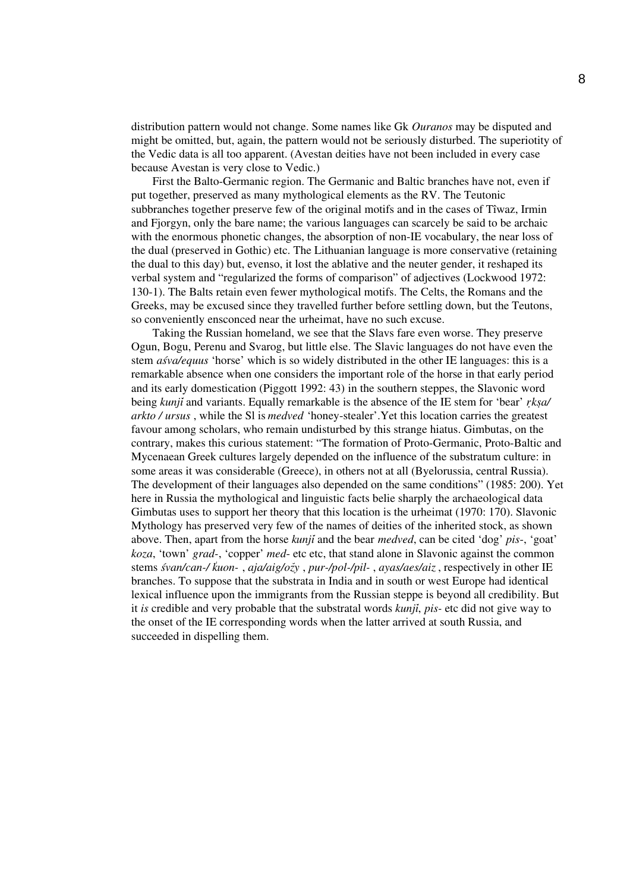distribution pattern would not change. Some names like Gk *Ouranos* may be disputed and might be omitted, but, again, the pattern would not be seriously disturbed. The superiotity of the Vedic data is all too apparent. (Avestan deities have not been included in every case because Avestan is very close to Vedic.)

First the Balto-Germanic region. The Germanic and Baltic branches have not, even if put together, preserved as many mythological elements as the RV. The Teutonic subbranches together preserve few of the original motifs and in the cases of Tîwaz, Irmin and Fjorgyn, only the bare name; the various languages can scarcely be said to be archaic with the enormous phonetic changes, the absorption of non-IE vocabulary, the near loss of the dual (preserved in Gothic) etc. The Lithuanian language is more conservative (retaining the dual to this day) but, evenso, it lost the ablative and the neuter gender, it reshaped its verbal system and "regularized the forms of comparison" of adjectives (Lockwood 1972: 130-1). The Balts retain even fewer mythological motifs. The Celts, the Romans and the Greeks, may be excused since they travelled further before settling down, but the Teutons, so conveniently ensconced near the urheimat, have no such excuse.

Taking the Russian homeland, we see that the Slavs fare even worse. They preserve Ogun, Bogu, Perenu and Svarog, but little else. The Slavic languages do not have even the stem *aśva/equus* 'horse' which is so widely distributed in the other IE languages: this is a remarkable absence when one considers the important role of the horse in that early period and its early domestication (Piggott 1992: 43) in the southern steppes, the Slavonic word being *kunjĭ* and variants. Equally remarkable is the absence of the IE stem for 'bear' *ṛkṣa/ arkto / ursus* , while the Sl is *medved* 'honey-stealer'.Yet this location carries the greatest favour among scholars, who remain undisturbed by this strange hiatus. Gimbutas, on the contrary, makes this curious statement: "The formation of Proto-Germanic, Proto-Baltic and Mycenaean Greek cultures largely depended on the influence of the substratum culture: in some areas it was considerable (Greece), in others not at all (Byelorussia, central Russia). The development of their languages also depended on the same conditions" (1985: 200). Yet here in Russia the mythological and linguistic facts belie sharply the archaeological data Gimbutas uses to support her theory that this location is the urheimat (1970: 170). Slavonic Mythology has preserved very few of the names of deities of the inherited stock, as shown above. Then, apart from the horse *kunjĭ* and the bear *medved*, can be cited 'dog' *pis-*, 'goat' *koza*, 'town' *grad-*, 'copper' *med-* etc etc, that stand alone in Slavonic against the common stems *śvan/can-/ k̑uon-* , *aja/aig/ožy* , *pur-/pol-/pil-* , *ayas/aes/aiz* , respectively in other IE branches. To suppose that the substrata in India and in south or west Europe had identical lexical influence upon the immigrants from the Russian steppe is beyond all credibility. But it *is* credible and very probable that the substratal words *kunjĭ*, *pis-* etc did not give way to the onset of the IE corresponding words when the latter arrived at south Russia, and succeeded in dispelling them.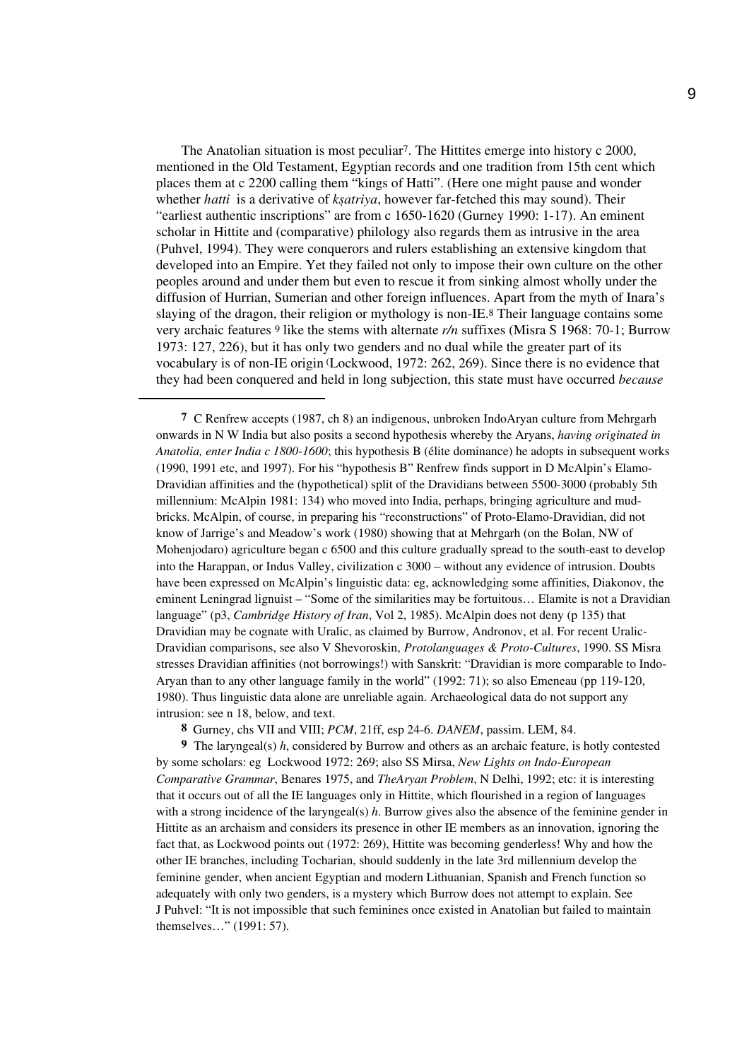The Anatolian situation is most peculiar[7]. The Hittites emerge into history c 2000, mentioned in the Old Testament, Egyptian records and one tradition from 15th cent which places them at c 2200 calling them "kings of Hatti". (Here one might pause and wonder whether *hatti* is a derivative of *kṣatriya*, however far-fetched this may sound). Their "earliest authentic inscriptions" are from c 1650-1620 (Gurney 1990: 1-17). An eminent scholar in Hittite and (comparative) philology also regards them as intrusive in the area (Puhvel, 1994). They were conquerors and rulers establishing an extensive kingdom that developed into an Empire. Yet they failed not only to impose their own culture on the other peoples around and under them but even to rescue it from sinking almost wholly under the diffusion of Hurrian, Sumerian and other foreign influences. Apart from the myth of Inara's slaying of the dragon, their religion or mythology is non-IE.[8] Their language contains some very archaic features [9] like the stems with alternate *r/n* suffixes (Misra S 1968: 70-1; Burrow 1973: 127, 226), but it has only two genders and no dual while the greater part of its vocabulary is of non-IE origin (Lockwood, 1972: 262, 269). Since there is no evidence that they had been conquered and held in long subjection, this state must have occurred *because*

---

**7** C Renfrew accepts (1987, ch 8) an indigenous, unbroken IndoAryan culture from Mehrgarh onwards in N W India but also posits a second hypothesis whereby the Aryans, *having originated in Anatolia, enter India c 1800-1600*; this hypothesis B (élite dominance) he adopts in subsequent works (1990, 1991 etc, and 1997). For his "hypothesis B" Renfrew finds support in D McAlpin's Elamo-Dravidian affinities and the (hypothetical) split of the Dravidians between 5500-3000 (probably 5th millennium: McAlpin 1981: 134) who moved into India, perhaps, bringing agriculture and mud-bricks. McAlpin, of course, in preparing his "reconstructions" of Proto-Elamo-Dravidian, did not know of Jarrige's and Meadow's work (1980) showing that at Mehrgarh (on the Bolan, NW of Mohenjodaro) agriculture began c 6500 and this culture gradually spread to the south-east to develop into the Harappan, or Indus Valley, civilization c 3000 – without any evidence of intrusion. Doubts have been expressed on McAlpin's linguistic data: eg, acknowledging some affinities, Diakonov, the eminent Leningrad lignuist – "Some of the similarities may be fortuitous… Elamite is not a Dravidian language" (p3, *Cambridge History of Iran*, Vol 2, 1985). McAlpin does not deny (p 135) that Dravidian may be cognate with Uralic, as claimed by Burrow, Andronov, et al. For recent Uralic-Dravidian comparisons, see also V Shevoroskin, *Protolanguages & Proto-Cultures*, 1990. SS Misra stresses Dravidian affinities (not borrowings!) with Sanskrit: "Dravidian is more comparable to Indo-Aryan than to any other language family in the world" (1992: 71); so also Emeneau (pp 119-120, 1980). Thus linguistic data alone are unreliable again. Archaeological data do not support any intrusion: see n 18, below, and text.

**8** Gurney, chs VII and VIII; *PCM*, 21ff, esp 24-6. *DANEM*, passim. LEM, 84.

**9** The laryngeal(s) *h*, considered by Burrow and others as an archaic feature, is hotly contested by some scholars: eg Lockwood 1972: 269; also SS Mirsa, *New Lights on Indo-European Comparative Grammar*, Benares 1975, and *TheAryan Problem*, N Delhi, 1992; etc: it is interesting that it occurs out of all the IE languages only in Hittite, which flourished in a region of languages with a strong incidence of the laryngeal(s) *h*. Burrow gives also the absence of the feminine gender in Hittite as an archaism and considers its presence in other IE members as an innovation, ignoring the fact that, as Lockwood points out (1972: 269), Hittite was becoming genderless! Why and how the other IE branches, including Tocharian, should suddenly in the late 3rd millennium develop the feminine gender, when ancient Egyptian and modern Lithuanian, Spanish and French function so adequately with only two genders, is a mystery which Burrow does not attempt to explain. See J Puhvel: "It is not impossible that such feminines once existed in Anatolian but failed to maintain themselves…" (1991: 57).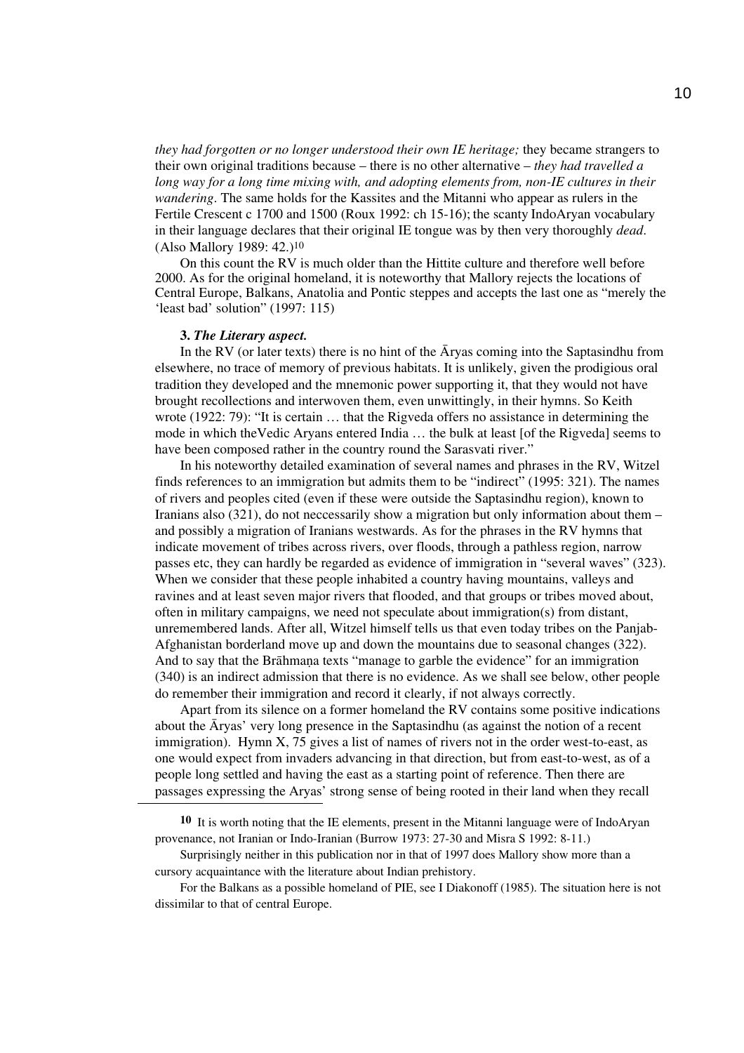*they had forgotten or no longer understood their own IE heritage;* they became strangers to their own original traditions because – there is no other alternative – *they had travelled a long way for a long time mixing with, and adopting elements from, non-IE cultures in their wandering*. The same holds for the Kassites and the Mitanni who appear as rulers in the Fertile Crescent c 1700 and 1500 (Roux 1992: ch 15-16); the scanty IndoAryan vocabulary in their language declares that their original IE tongue was by then very thoroughly *dead*. (Also Mallory 1989: 42.)[10]

On this count the RV is much older than the Hittite culture and therefore well before 2000. As for the original homeland, it is noteworthy that Mallory rejects the locations of Central Europe, Balkans, Anatolia and Pontic steppes and accepts the last one as "merely the 'least bad' solution" (1997: 115)

**3.** ***The Literary aspect.***

In the RV (or later texts) there is no hint of the Āryas coming into the Saptasindhu from elsewhere, no trace of memory of previous habitats. It is unlikely, given the prodigious oral tradition they developed and the mnemonic power supporting it, that they would not have brought recollections and interwoven them, even unwittingly, in their hymns. So Keith wrote (1922: 79): "It is certain … that the Rigveda offers no assistance in determining the mode in which theVedic Aryans entered India … the bulk at least [of the Rigveda] seems to have been composed rather in the country round the Sarasvati river."

In his noteworthy detailed examination of several names and phrases in the RV, Witzel finds references to an immigration but admits them to be "indirect" (1995: 321). The names of rivers and peoples cited (even if these were outside the Saptasindhu region), known to Iranians also (321), do not neccessarily show a migration but only information about them – and possibly a migration of Iranians westwards. As for the phrases in the RV hymns that indicate movement of tribes across rivers, over floods, through a pathless region, narrow passes etc, they can hardly be regarded as evidence of immigration in "several waves" (323). When we consider that these people inhabited a country having mountains, valleys and ravines and at least seven major rivers that flooded, and that groups or tribes moved about, often in military campaigns, we need not speculate about immigration(s) from distant, unremembered lands. After all, Witzel himself tells us that even today tribes on the Panjab-Afghanistan borderland move up and down the mountains due to seasonal changes (322). And to say that the Brāhmaṇa texts "manage to garble the evidence" for an immigration (340) is an indirect admission that there is no evidence. As we shall see below, other people do remember their immigration and record it clearly, if not always correctly.

Apart from its silence on a former homeland the RV contains some positive indications about the Āryas' very long presence in the Saptasindhu (as against the notion of a recent immigration). Hymn X, 75 gives a list of names of rivers not in the order west-to-east, as one would expect from invaders advancing in that direction, but from east-to-west, as of a people long settled and having the east as a starting point of reference. Then there are passages expressing the Aryas' strong sense of being rooted in their land when they recall

---

**10** It is worth noting that the IE elements, present in the Mitanni language were of IndoAryan provenance, not Iranian or Indo-Iranian (Burrow 1973: 27-30 and Misra S 1992: 8-11.)

Surprisingly neither in this publication nor in that of 1997 does Mallory show more than a cursory acquaintance with the literature about Indian prehistory.

For the Balkans as a possible homeland of PIE, see I Diakonoff (1985). The situation here is not dissimilar to that of central Europe.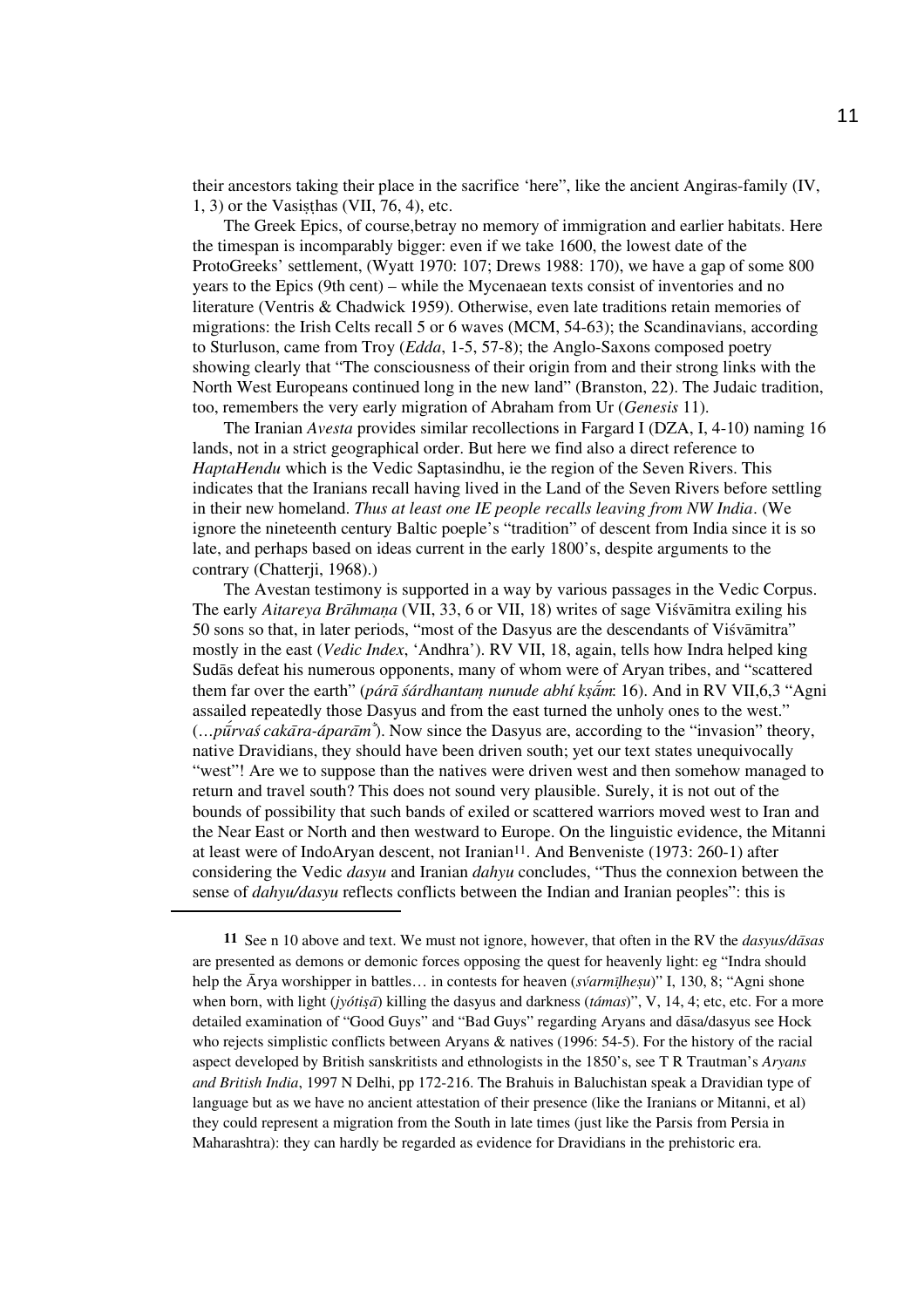their ancestors taking their place in the sacrifice 'here'", like the ancient Angiras-family (IV, 1, 3) or the Vasiṣṭhas (VII, 76, 4), etc.

The Greek Epics, of course,betray no memory of immigration and earlier habitats. Here the timespan is incomparably bigger: even if we take 1600, the lowest date of the ProtoGreeks' settlement, (Wyatt 1970: 107; Drews 1988: 170), we have a gap of some 800 years to the Epics (9th cent) – while the Mycenaean texts consist of inventories and no literature (Ventris & Chadwick 1959). Otherwise, even late traditions retain memories of migrations: the Irish Celts recall 5 or 6 waves (MCM, 54-63); the Scandinavians, according to Sturluson, came from Troy (*Edda*, 1-5, 57-8); the Anglo-Saxons composed poetry showing clearly that "The consciousness of their origin from and their strong links with the North West Europeans continued long in the new land" (Branston, 22). The Judaic tradition, too, remembers the very early migration of Abraham from Ur (*Genesis* 11).

The Iranian *Avesta* provides similar recollections in Fargard I (DZA, I, 4-10) naming 16 lands, not in a strict geographical order. But here we find also a direct reference to *HaptaHendu* which is the Vedic Saptasindhu, ie the region of the Seven Rivers. This indicates that the Iranians recall having lived in the Land of the Seven Rivers before settling in their new homeland. *Thus at least one IE people recalls leaving from NW India*. (We ignore the nineteenth century Baltic poeple's "tradition" of descent from India since it is so late, and perhaps based on ideas current in the early 1800's, despite arguments to the contrary (Chatterji, 1968).)

The Avestan testimony is supported in a way by various passages in the Vedic Corpus. The early *Aitareya Brāhmaṇa* (VII, 33, 6 or VII, 18) writes of sage Viśvāmitra exiling his 50 sons so that, in later periods, "most of the Dasyus are the descendants of Viśvāmitra" mostly in the east (*Vedic Index*, 'Andhra'). RV VII, 18, again, tells how Indra helped king Sudās defeat his numerous opponents, many of whom were of Aryan tribes, and "scattered them far over the earth" (*párā śárdhantaṃ nunude abhí kṣā́m*: 16). And in RV VII,6,3 "Agni assailed repeatedly those Dasyus and from the east turned the unholy ones to the west." (*…pū́rvaś cakāra-áparām*̄). Now since the Dasyus are, according to the "invasion" theory, native Dravidians, they should have been driven south; yet our text states unequivocally "west"! Are we to suppose than the natives were driven west and then somehow managed to return and travel south? This does not sound very plausible. Surely, it is not out of the bounds of possibility that such bands of exiled or scattered warriors moved west to Iran and the Near East or North and then westward to Europe. On the linguistic evidence, the Mitanni at least were of IndoAryan descent, not Iranian[11]. And Benveniste (1973: 260-1) after considering the Vedic *dasyu* and Iranian *dahyu* concludes, "Thus the connexion between the sense of *dahyu/dasyu* reflects conflicts between the Indian and Iranian peoples": this is

---

**11** See n 10 above and text. We must not ignore, however, that often in the RV the *dasyus/dāsas* are presented as demons or demonic forces opposing the quest for heavenly light: eg "Indra should help the Ārya worshipper in battles… in contests for heaven (*svármīḷheṣu*)" I, 130, 8; "Agni shone when born, with light (*jyótiṣā*) killing the dasyus and darkness (*támas*)", V, 14, 4; etc, etc. For a more detailed examination of "Good Guys" and "Bad Guys" regarding Aryans and dāsa/dasyus see Hock who rejects simplistic conflicts between Aryans & natives (1996: 54-5). For the history of the racial aspect developed by British sanskritists and ethnologists in the 1850's, see T R Trautman's *Aryans and British India*, 1997 N Delhi, pp 172-216. The Brahuis in Baluchistan speak a Dravidian type of language but as we have no ancient attestation of their presence (like the Iranians or Mitanni, et al) they could represent a migration from the South in late times (just like the Parsis from Persia in Maharashtra): they can hardly be regarded as evidence for Dravidians in the prehistoric era.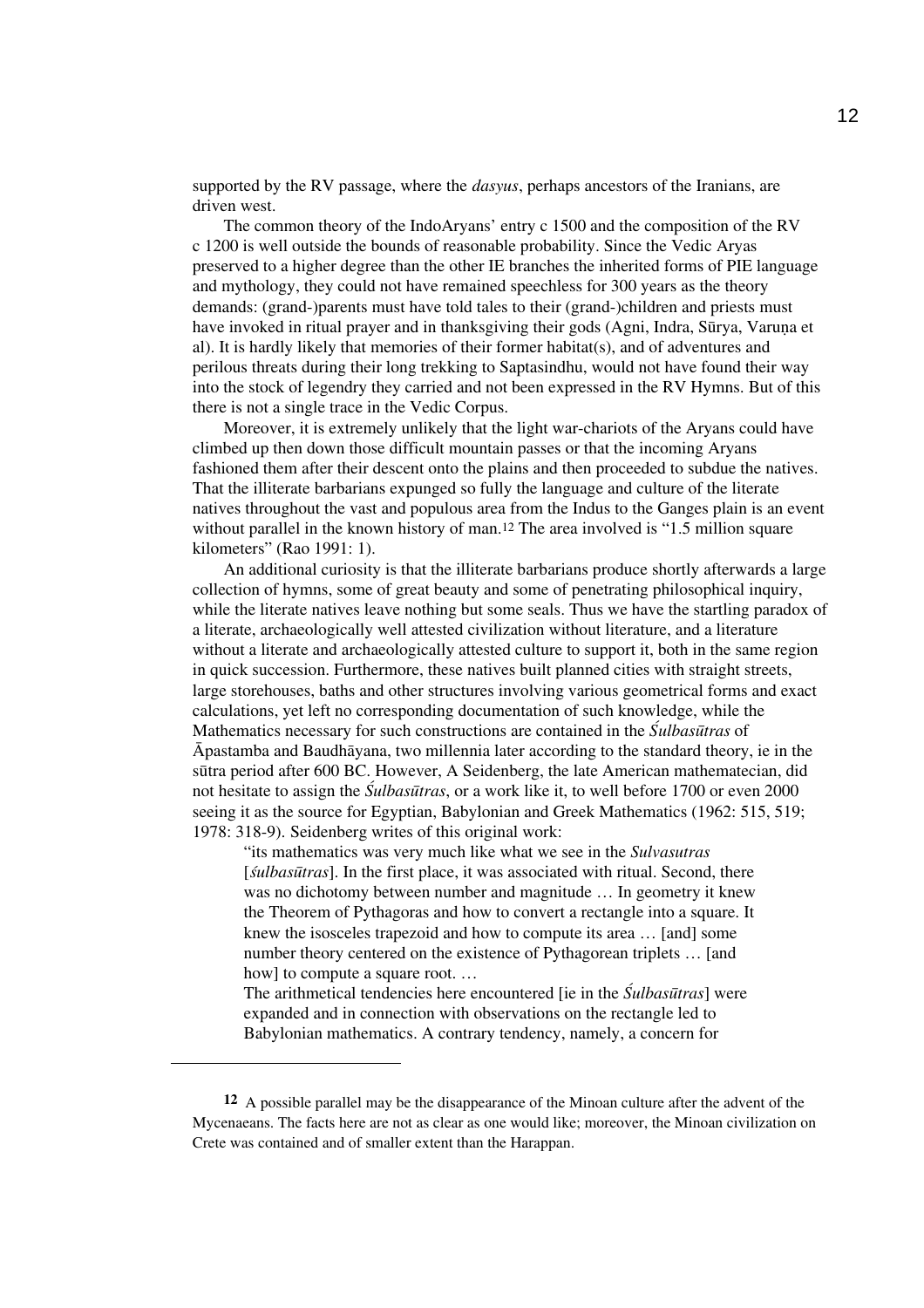supported by the RV passage, where the *dasyus*, perhaps ancestors of the Iranians, are driven west.

The common theory of the IndoAryans' entry c 1500 and the composition of the RV c 1200 is well outside the bounds of reasonable probability. Since the Vedic Aryas preserved to a higher degree than the other IE branches the inherited forms of PIE language and mythology, they could not have remained speechless for 300 years as the theory demands: (grand-)parents must have told tales to their (grand-)children and priests must have invoked in ritual prayer and in thanksgiving their gods (Agni, Indra, Sūrya, Varuṇa et al). It is hardly likely that memories of their former habitat(s), and of adventures and perilous threats during their long trekking to Saptasindhu, would not have found their way into the stock of legendry they carried and not been expressed in the RV Hymns. But of this there is not a single trace in the Vedic Corpus.

Moreover, it is extremely unlikely that the light war-chariots of the Aryans could have climbed up then down those difficult mountain passes or that the incoming Aryans fashioned them after their descent onto the plains and then proceeded to subdue the natives. That the illiterate barbarians expunged so fully the language and culture of the literate natives throughout the vast and populous area from the Indus to the Ganges plain is an event without parallel in the known history of man.[12] The area involved is "1.5 million square kilometers" (Rao 1991: 1).

An additional curiosity is that the illiterate barbarians produce shortly afterwards a large collection of hymns, some of great beauty and some of penetrating philosophical inquiry, while the literate natives leave nothing but some seals. Thus we have the startling paradox of a literate, archaeologically well attested civilization without literature, and a literature without a literate and archaeologically attested culture to support it, both in the same region in quick succession. Furthermore, these natives built planned cities with straight streets, large storehouses, baths and other structures involving various geometrical forms and exact calculations, yet left no corresponding documentation of such knowledge, while the Mathematics necessary for such constructions are contained in the *Śulbasūtras* of Āpastamba and Baudhāyana, two millennia later according to the standard theory, ie in the sūtra period after 600 BC. However, A Seidenberg, the late American mathematecian, did not hesitate to assign the *Śulbasūtras*, or a work like it, to well before 1700 or even 2000 seeing it as the source for Egyptian, Babylonian and Greek Mathematics (1962: 515, 519; 1978: 318-9). Seidenberg writes of this original work:

> "its mathematics was very much like what we see in the *Sulvasutras* [*śulbasūtras*]. In the first place, it was associated with ritual. Second, there was no dichotomy between number and magnitude … In geometry it knew the Theorem of Pythagoras and how to convert a rectangle into a square. It knew the isosceles trapezoid and how to compute its area … [and] some number theory centered on the existence of Pythagorean triplets … [and how] to compute a square root. …
>
> The arithmetical tendencies here encountered [ie in the *Śulbasūtras*] were expanded and in connection with observations on the rectangle led to Babylonian mathematics. A contrary tendency, namely, a concern for

---

[12] A possible parallel may be the disappearance of the Minoan culture after the advent of the Mycenaeans. The facts here are not as clear as one would like; moreover, the Minoan civilization on Crete was contained and of smaller extent than the Harappan.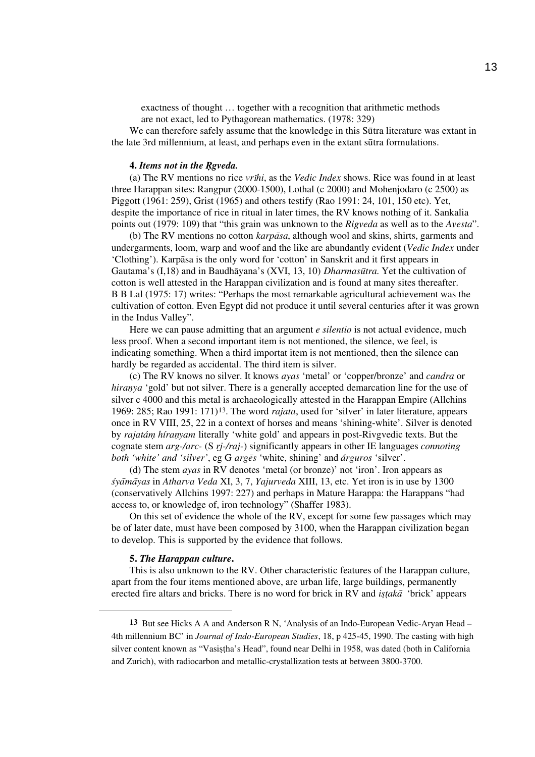exactness of thought … together with a recognition that arithmetic methods are not exact, led to Pythagorean mathematics. (1978: 329)

We can therefore safely assume that the knowledge in this Sūtra literature was extant in the late 3rd millennium, at least, and perhaps even in the extant sūtra formulations.

**4.** ***Items not in the Ṛgveda.***

(a) The RV mentions no rice *vrīhi*, as the *Vedic Index* shows. Rice was found in at least three Harappan sites: Rangpur (2000-1500), Lothal (c 2000) and Mohenjodaro (c 2500) as Piggott (1961: 259), Grist (1965) and others testify (Rao 1991: 24, 101, 150 etc). Yet, despite the importance of rice in ritual in later times, the RV knows nothing of it. Sankalia points out (1979: 109) that "this grain was unknown to the *Rigveda* as well as to the *Avesta*".

(b) The RV mentions no cotton *karpāsa*, although wool and skins, shirts, garments and undergarments, loom, warp and woof and the like are abundantly evident (*Vedic Index* under 'Clothing'). Karpāsa is the only word for 'cotton' in Sanskrit and it first appears in Gautama's (I,18) and in Baudhāyana's (XVI, 13, 10) *Dharmasūtra.* Yet the cultivation of cotton is well attested in the Harappan civilization and is found at many sites thereafter. B B Lal (1975: 17) writes: "Perhaps the most remarkable agricultural achievement was the cultivation of cotton. Even Egypt did not produce it until several centuries after it was grown in the Indus Valley".

Here we can pause admitting that an argument *e silentio* is not actual evidence, much less proof. When a second important item is not mentioned, the silence, we feel, is indicating something. When a third importat item is not mentioned, then the silence can hardly be regarded as accidental. The third item is silver.

(c) The RV knows no silver. It knows *ayas* 'metal' or 'copper/bronze' and *candra* or *hiraṇya* 'gold' but not silver. There is a generally accepted demarcation line for the use of silver c 4000 and this metal is archaeologically attested in the Harappan Empire (Allchins 1969: 285; Rao 1991: 171)[13]. The word *rajata*, used for 'silver' in later literature, appears once in RV VIII, 25, 22 in a context of horses and means 'shining-white'. Silver is denoted by *rajatáṃ híraṇyam* literally 'white gold' and appears in post-Rivgvedic texts. But the cognate stem *arg-/arc-* (S *ṛj-/raj-*) significantly appears in other IE languages *connoting both 'white' and 'silver'*, eg G *argēs* 'white, shining' and *árguros* 'silver'.

(d) The stem *ayas* in RV denotes 'metal (or bronze)' not 'iron'. Iron appears as *śyāmāyas* in *Atharva Veda* XI, 3, 7, *Yajurveda* XIII, 13, etc. Yet iron is in use by 1300 (conservatively Allchins 1997: 227) and perhaps in Mature Harappa: the Harappans "had access to, or knowledge of, iron technology" (Shaffer 1983).

On this set of evidence the whole of the RV, except for some few passages which may be of later date, must have been composed by 3100, when the Harappan civilization began to develop. This is supported by the evidence that follows.

**5.** ***The Harappan culture*.**

This is also unknown to the RV. Other characteristic features of the Harappan culture, apart from the four items mentioned above, are urban life, large buildings, permanently erected fire altars and bricks. There is no word for brick in RV and *iṣṭakā* 'brick' appears

---

[13] But see Hicks A A and Anderson R N, 'Analysis of an Indo-European Vedic-Aryan Head – 4th millennium BC' in *Journal of Indo-European Studies*, 18, p 425-45, 1990. The casting with high silver content known as "Vasiṣṭha's Head", found near Delhi in 1958, was dated (both in California and Zurich), with radiocarbon and metallic-crystallization tests at between 3800-3700.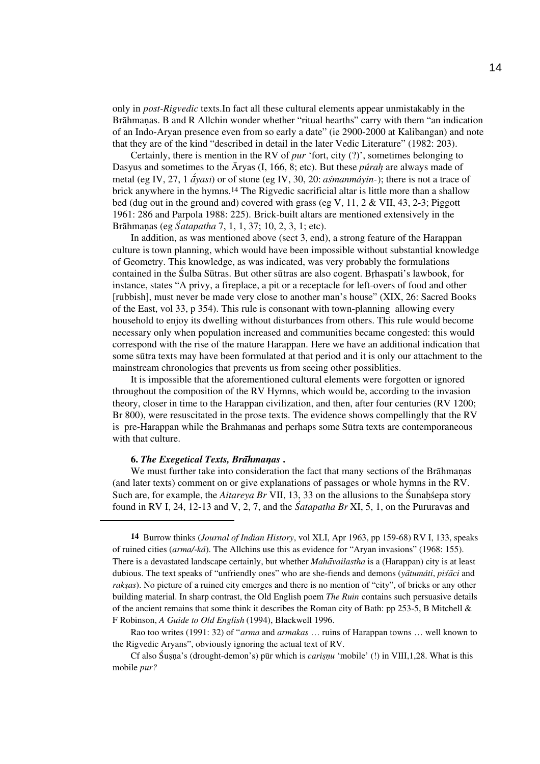only in *post-Rigvedic* texts.In fact all these cultural elements appear unmistakably in the Brāhmaṇas. B and R Allchin wonder whether "ritual hearths" carry with them "an indication of an Indo-Aryan presence even from so early a date" (ie 2900-2000 at Kalibangan) and note that they are of the kind "described in detail in the later Vedic Literature" (1982: 203).

Certainly, there is mention in the RV of *pur* 'fort, city (?)', sometimes belonging to Dasyus and sometimes to the Āryas (I, 166, 8; etc). But these *púraḥ* are always made of metal (eg IV, 27, 1 *ā́yasī*) or of stone (eg IV, 30, 20: *aśmanmáyin-*); there is not a trace of brick anywhere in the hymns.[14] The Rigvedic sacrificial altar is little more than a shallow bed (dug out in the ground and) covered with grass (eg V, 11, 2 & VII, 43, 2-3; Piggott 1961: 286 and Parpola 1988: 225). Brick-built altars are mentioned extensively in the Brāhmaṇas (eg *Śatapatha* 7, 1, 1, 37; 10, 2, 3, 1; etc).

In addition, as was mentioned above (sect 3, end), a strong feature of the Harappan culture is town planning, which would have been impossible without substantial knowledge of Geometry. This knowledge, as was indicated, was very probably the formulations contained in the Śulba Sūtras. But other sūtras are also cogent. Bṛhaspati's lawbook, for instance, states "A privy, a fireplace, a pit or a receptacle for left-overs of food and other [rubbish], must never be made very close to another man's house" (XIX, 26: Sacred Books of the East, vol 33, p 354). This rule is consonant with town-planning allowing every household to enjoy its dwelling without disturbances from others. This rule would become necessary only when population increased and communities became congested: this would correspond with the rise of the mature Harappan. Here we have an additional indication that some sūtra texts may have been formulated at that period and it is only our attachment to the mainstream chronologies that prevents us from seeing other possiblities.

It is impossible that the aforementioned cultural elements were forgotten or ignored throughout the composition of the RV Hymns, which would be, according to the invasion theory, closer in time to the Harappan civilization, and then, after four centuries (RV 1200; Br 800), were resuscitated in the prose texts. The evidence shows compellingly that the RV is pre-Harappan while the Brāhmanas and perhaps some Sūtra texts are contemporaneous with that culture.

### 6. *The Exegetical Texts, Brāhmaṇas* .

We must further take into consideration the fact that many sections of the Brāhmaṇas (and later texts) comment on or give explanations of passages or whole hymns in the RV. Such are, for example, the *Aitareya Br* VII, 13, 33 on the allusions to the Śunaḥśepa story found in RV I, 24, 12-13 and V, 2, 7, and the *Śatapatha Br* XI, 5, 1, on the Pururavas and

---

**14** Burrow thinks (*Journal of Indian History*, vol XLI, Apr 1963, pp 159-68) RV I, 133, speaks of ruined cities (*arma/-ká*). The Allchins use this as evidence for "Aryan invasions" (1968: 155). There is a devastated landscape certainly, but whether *Mahāvailastha* is a (Harappan) city is at least dubious. The text speaks of "unfriendly ones" who are she-fiends and demons (*yātumáti*, *piśā́ci* and *rakṣas*). No picture of a ruined city emerges and there is no mention of "city", of bricks or any other building material. In sharp contrast, the Old English poem *The Ruin* contains such persuasive details of the ancient remains that some think it describes the Roman city of Bath: pp 253-5, B Mitchell & F Robinson, *A Guide to Old English* (1994), Blackwell 1996.

Rao too writes (1991: 32) of "*arma* and *armakas* … ruins of Harappan towns … well known to the Rigvedic Aryans", obviously ignoring the actual text of RV.

Cf also Śuṣṇa's (drought-demon's) pūr which is *cariṣṇu* 'mobile' (!) in VIII,1,28. What is this mobile *pur?*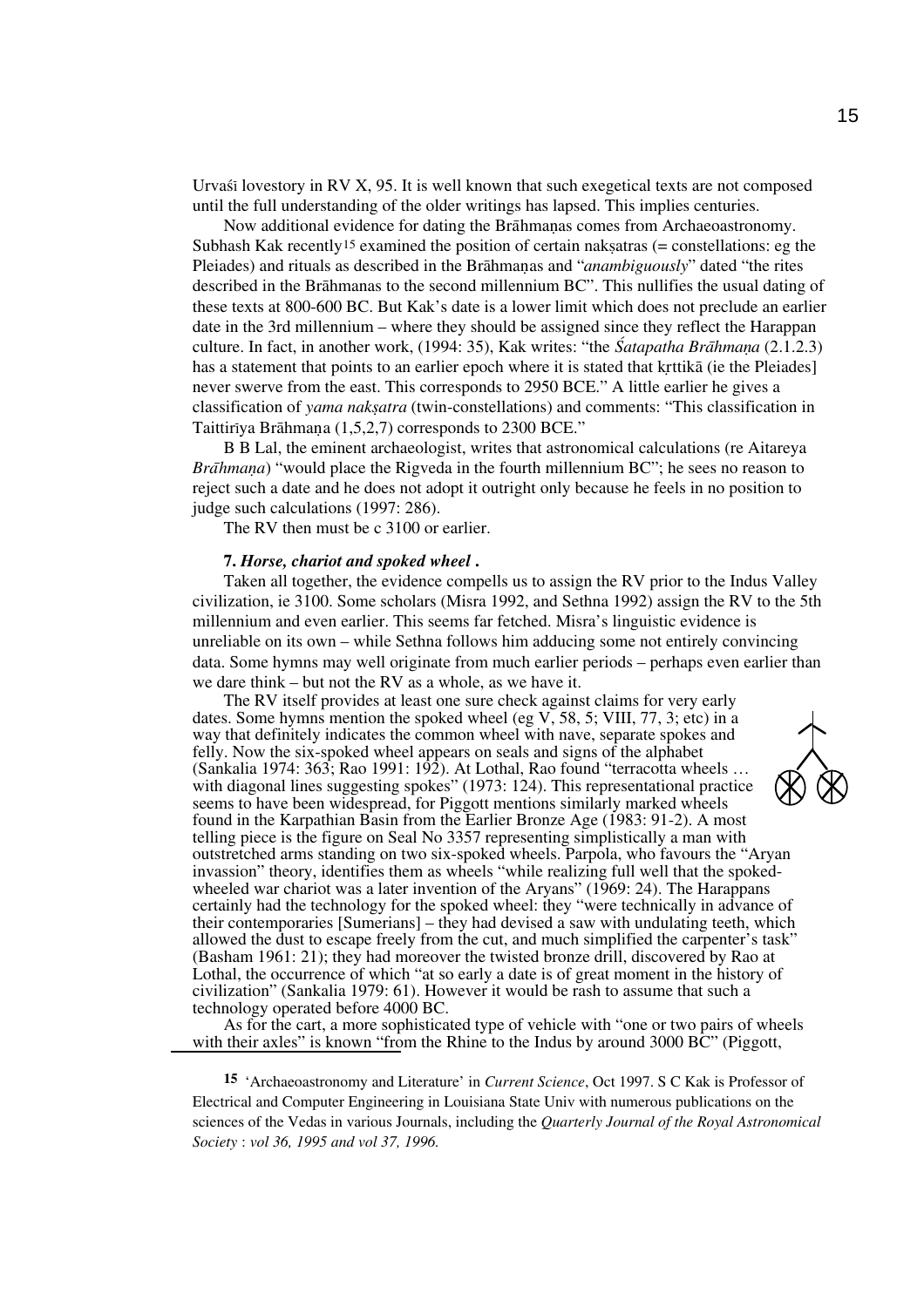Urvaśī lovestory in RV X, 95. It is well known that such exegetical texts are not composed until the full understanding of the older writings has lapsed. This implies centuries.

Now additional evidence for dating the Brāhmaṇas comes from Archaeoastronomy. Subhash Kak recently[15] examined the position of certain nakṣatras (= constellations: eg the Pleiades) and rituals as described in the Brāhmaṇas and "*anambiguously*" dated "the rites described in the Brāhmanas to the second millennium BC". This nullifies the usual dating of these texts at 800-600 BC. But Kak's date is a lower limit which does not preclude an earlier date in the 3rd millennium – where they should be assigned since they reflect the Harappan culture. In fact, in another work, (1994: 35), Kak writes: "the *Śatapatha Brāhmaṇa* (2.1.2.3) has a statement that points to an earlier epoch where it is stated that kṛttikā (ie the Pleiades] never swerve from the east. This corresponds to 2950 BCE." A little earlier he gives a classification of *yama nakṣatra* (twin-constellations) and comments: "This classification in Taittirīya Brāhmaṇa (1,5,2,7) corresponds to 2300 BCE."

B B Lal, the eminent archaeologist, writes that astronomical calculations (re Aitareya *Brāhmaṇa*) "would place the Rigveda in the fourth millennium BC"; he sees no reason to reject such a date and he does not adopt it outright only because he feels in no position to judge such calculations (1997: 286).

The RV then must be c 3100 or earlier.

#### 7. *Horse, chariot and spoked wheel* .

Taken all together, the evidence compells us to assign the RV prior to the Indus Valley civilization, ie 3100. Some scholars (Misra 1992, and Sethna 1992) assign the RV to the 5th millennium and even earlier. This seems far fetched. Misra's linguistic evidence is unreliable on its own – while Sethna follows him adducing some not entirely convincing data. Some hymns may well originate from much earlier periods – perhaps even earlier than we dare think – but not the RV as a whole, as we have it.

The RV itself provides at least one sure check against claims for very early dates. Some hymns mention the spoked wheel (eg V, 58, 5; VIII, 77, 3; etc) in a way that definitely indicates the common wheel with nave, separate spokes and felly. Now the six-spoked wheel appears on seals and signs of the alphabet (Sankalia 1974: 363; Rao 1991: 192). At Lothal, Rao found "terracotta wheels … with diagonal lines suggesting spokes" (1973: 124). This representational practice seems to have been widespread, for Piggott mentions similarly marked wheels found in the Karpathian Basin from the Earlier Bronze Age (1983: 91-2). A most telling piece is the figure on Seal No 3357 representing simplistically a man with outstretched arms standing on two six-spoked wheels. Parpola, who favours the "Aryan invassion" theory, identifies them as wheels "while realizing full well that the spoked-wheeled war chariot was a later invention of the Aryans" (1969: 24). The Harappans certainly had the technology for the spoked wheel: they "were technically in advance of their contemporaries [Sumerians] – they had devised a saw with undulating teeth, which allowed the dust to escape freely from the cut, and much simplified the carpenter's task" (Basham 1961: 21); they had moreover the twisted bronze drill, discovered by Rao at Lothal, the occurrence of which "at so early a date is of great moment in the history of civilization" (Sankalia 1979: 61). However it would be rash to assume that such a technology operated before 4000 BC.

As for the cart, a more sophisticated type of vehicle with "one or two pairs of wheels with their axles" is known "from the Rhine to the Indus by around 3000 BC" (Piggott,

---

[15] 'Archaeoastronomy and Literature' in *Current Science*, Oct 1997. S C Kak is Professor of Electrical and Computer Engineering in Louisiana State Univ with numerous publications on the sciences of the Vedas in various Journals, including the *Quarterly Journal of the Royal Astronomical Society* : *vol 36, 1995 and vol 37, 1996.*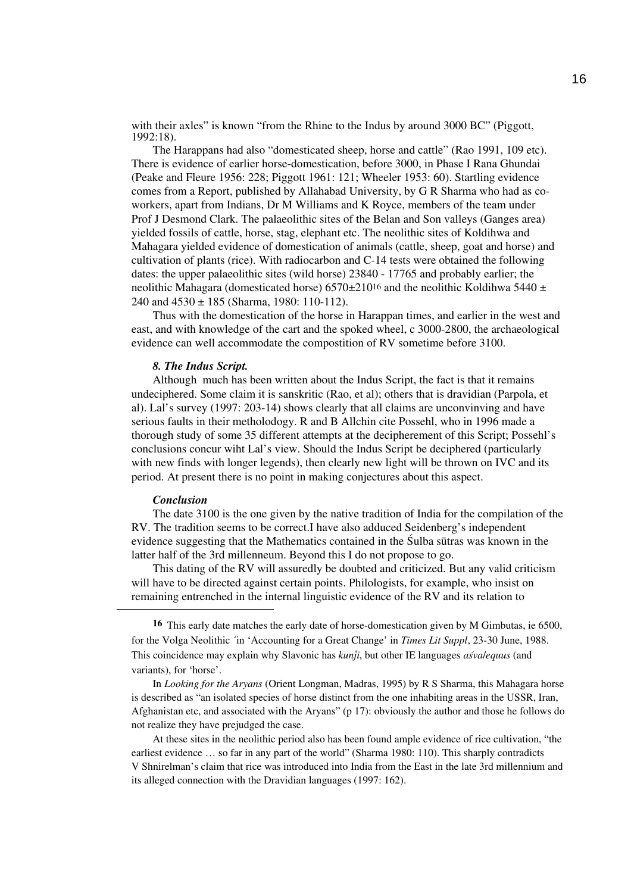with their axles" is known "from the Rhine to the Indus by around 3000 BC" (Piggott, 1992:18).

The Harappans had also "domesticated sheep, horse and cattle" (Rao 1991, 109 etc). There is evidence of earlier horse-domestication, before 3000, in Phase I Rana Ghundai (Peake and Fleure 1956: 228; Piggott 1961: 121; Wheeler 1953: 60). Startling evidence comes from a Report, published by Allahabad University, by G R Sharma who had as co-workers, apart from Indians, Dr M Williams and K Royce, members of the team under Prof J Desmond Clark. The palaeolithic sites of the Belan and Son valleys (Ganges area) yielded fossils of cattle, horse, stag, elephant etc. The neolithic sites of Koldihwa and Mahagara yielded evidence of domestication of animals (cattle, sheep, goat and horse) and cultivation of plants (rice). With radiocarbon and C-14 tests were obtained the following dates: the upper palaeolithic sites (wild horse) 23840 - 17765 and probably earlier; the neolithic Mahagara (domesticated horse) 6570±210[16] and the neolithic Koldihwa 5440 ± 240 and 4530 ± 185 (Sharma, 1980: 110-112).

Thus with the domestication of the horse in Harappan times, and earlier in the west and east, and with knowledge of the cart and the spoked wheel, c 3000-2800, the archaeological evidence can well accommodate the compostition of RV sometime before 3100.

### *8. The Indus Script.*

Although much has been written about the Indus Script, the fact is that it remains undeciphered. Some claim it is sanskritic (Rao, et al); others that is dravidian (Parpola, et al). Lal's survey (1997: 203-14) shows clearly that all claims are unconvinving and have serious faults in their metholodogy. R and B Allchin cite Possehl, who in 1996 made a thorough study of some 35 different attempts at the decipherement of this Script; Possehl's conclusions concur wiht Lal's view. Should the Indus Script be deciphered (particularly with new finds with longer legends), then clearly new light will be thrown on IVC and its period. At present there is no point in making conjectures about this aspect.

### *Conclusion*

The date 3100 is the one given by the native tradition of India for the compilation of the RV. The tradition seems to be correct.I have also adduced Seidenberg's independent evidence suggesting that the Mathematics contained in the Śulba sūtras was known in the latter half of the 3rd millenneum. Beyond this I do not propose to go.

This dating of the RV will assuredly be doubted and criticized. But any valid criticism will have to be directed against certain points. Philologists, for example, who insist on remaining entrenched in the internal linguistic evidence of the RV and its relation to

---

[16] This early date matches the early date of horse-domestication given by M Gimbutas, ie 6500, for the Volga Neolithic ´in 'Accounting for a Great Change' in *Times Lit Suppl*, 23-30 June, 1988. This coincidence may explain why Slavonic has *kunǰi*, but other IE languages *aśva/equus* (and variants), for 'horse'.

In *Looking for the Aryans* (Orient Longman, Madras, 1995) by R S Sharma, this Mahagara horse is described as "an isolated species of horse distinct from the one inhabiting areas in the USSR, Iran, Afghanistan etc, and associated with the Aryans" (p 17): obviously the author and those he follows do not realize they have prejudged the case.

At these sites in the neolithic period also has been found ample evidence of rice cultivation, "the earliest evidence … so far in any part of the world" (Sharma 1980: 110). This sharply contradicts V Shnirelman's claim that rice was introduced into India from the East in the late 3rd millennium and its alleged connection with the Dravidian languages (1997: 162).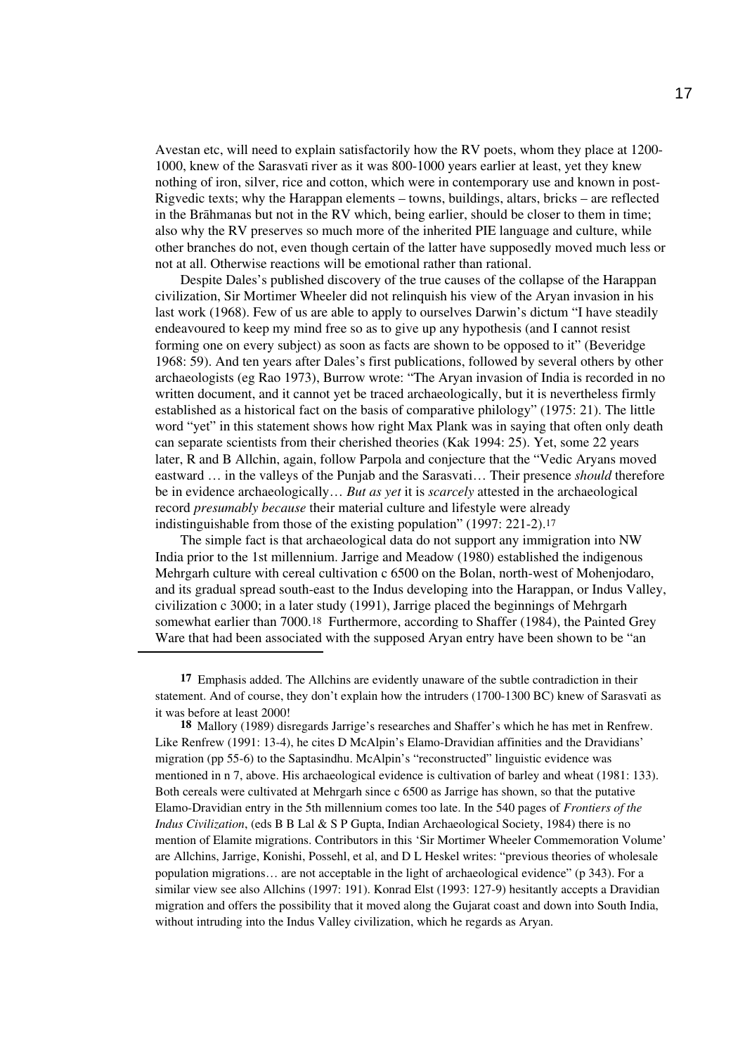Avestan etc, will need to explain satisfactorily how the RV poets, whom they place at 1200-1000, knew of the Sarasvatī river as it was 800-1000 years earlier at least, yet they knew nothing of iron, silver, rice and cotton, which were in contemporary use and known in post-Rigvedic texts; why the Harappan elements – towns, buildings, altars, bricks – are reflected in the Brāhmanas but not in the RV which, being earlier, should be closer to them in time; also why the RV preserves so much more of the inherited PIE language and culture, while other branches do not, even though certain of the latter have supposedly moved much less or not at all. Otherwise reactions will be emotional rather than rational.

Despite Dales's published discovery of the true causes of the collapse of the Harappan civilization, Sir Mortimer Wheeler did not relinquish his view of the Aryan invasion in his last work (1968). Few of us are able to apply to ourselves Darwin's dictum "I have steadily endeavoured to keep my mind free so as to give up any hypothesis (and I cannot resist forming one on every subject) as soon as facts are shown to be opposed to it" (Beveridge 1968: 59). And ten years after Dales's first publications, followed by several others by other archaeologists (eg Rao 1973), Burrow wrote: "The Aryan invasion of India is recorded in no written document, and it cannot yet be traced archaeologically, but it is nevertheless firmly established as a historical fact on the basis of comparative philology" (1975: 21). The little word "yet" in this statement shows how right Max Plank was in saying that often only death can separate scientists from their cherished theories (Kak 1994: 25). Yet, some 22 years later, R and B Allchin, again, follow Parpola and conjecture that the "Vedic Aryans moved eastward … in the valleys of the Punjab and the Sarasvati… Their presence *should* therefore be in evidence archaeologically… *But as yet* it is *scarcely* attested in the archaeological record *presumably because* their material culture and lifestyle were already indistinguishable from those of the existing population" (1997: 221-2).[17]

The simple fact is that archaeological data do not support any immigration into NW India prior to the 1st millennium. Jarrige and Meadow (1980) established the indigenous Mehrgarh culture with cereal cultivation c 6500 on the Bolan, north-west of Mohenjodaro, and its gradual spread south-east to the Indus developing into the Harappan, or Indus Valley, civilization c 3000; in a later study (1991), Jarrige placed the beginnings of Mehrgarh somewhat earlier than 7000.[18] Furthermore, according to Shaffer (1984), the Painted Grey Ware that had been associated with the supposed Aryan entry have been shown to be "an

---

**17** Emphasis added. The Allchins are evidently unaware of the subtle contradiction in their statement. And of course, they don't explain how the intruders (1700-1300 BC) knew of Sarasvatī as it was before at least 2000!

**18** Mallory (1989) disregards Jarrige's researches and Shaffer's which he has met in Renfrew. Like Renfrew (1991: 13-4), he cites D McAlpin's Elamo-Dravidian affinities and the Dravidians' migration (pp 55-6) to the Saptasindhu. McAlpin's "reconstructed" linguistic evidence was mentioned in n 7, above. His archaeological evidence is cultivation of barley and wheat (1981: 133). Both cereals were cultivated at Mehrgarh since c 6500 as Jarrige has shown, so that the putative Elamo-Dravidian entry in the 5th millennium comes too late. In the 540 pages of *Frontiers of the Indus Civilization*, (eds B B Lal & S P Gupta, Indian Archaeological Society, 1984) there is no mention of Elamite migrations. Contributors in this 'Sir Mortimer Wheeler Commemoration Volume' are Allchins, Jarrige, Konishi, Possehl, et al, and D L Heskel writes: "previous theories of wholesale population migrations… are not acceptable in the light of archaeological evidence" (p 343). For a similar view see also Allchins (1997: 191). Konrad Elst (1993: 127-9) hesitantly accepts a Dravidian migration and offers the possibility that it moved along the Gujarat coast and down into South India, without intruding into the Indus Valley civilization, which he regards as Aryan.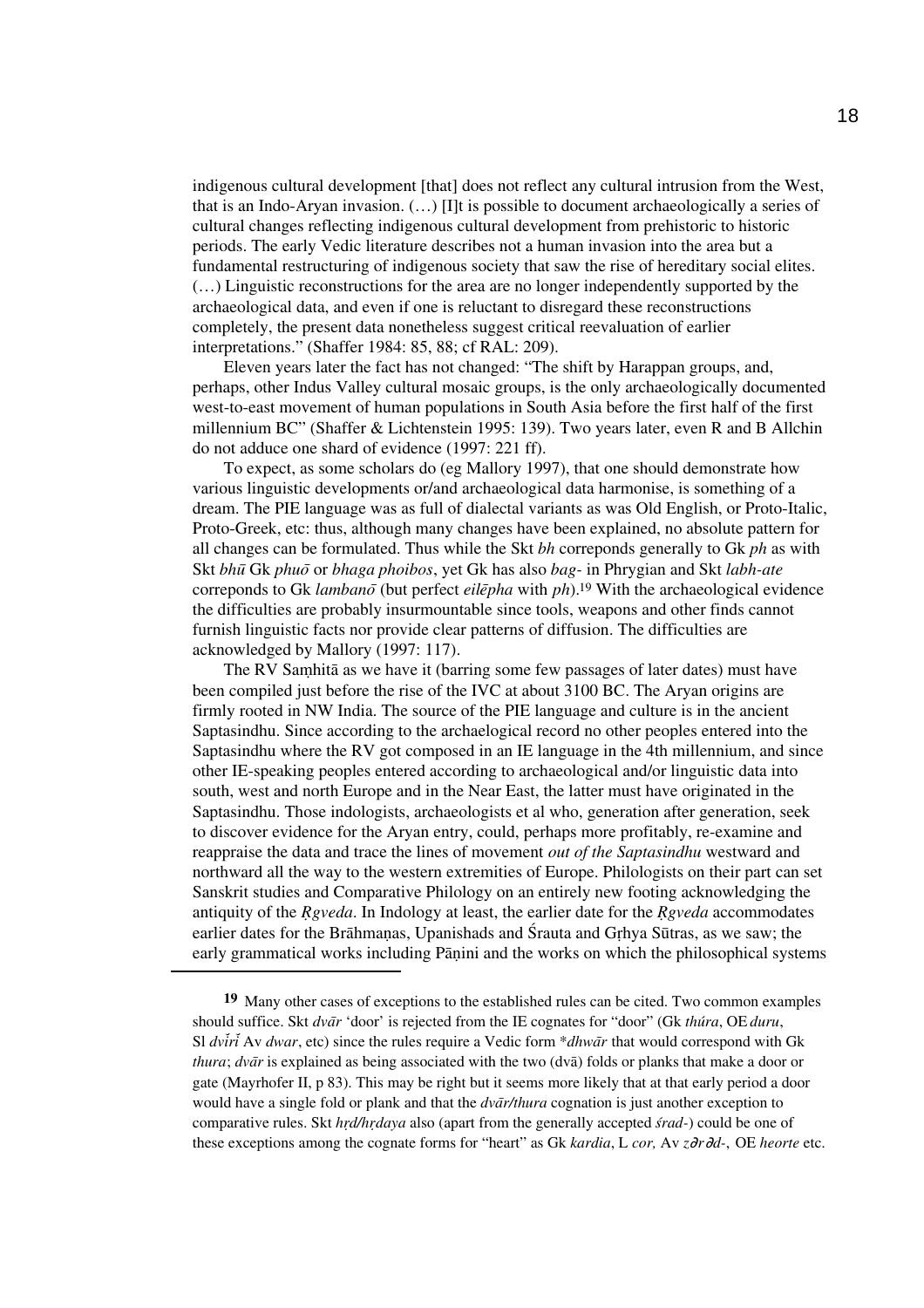indigenous cultural development [that] does not reflect any cultural intrusion from the West, that is an Indo-Aryan invasion. (…) [I]t is possible to document archaeologically a series of cultural changes reflecting indigenous cultural development from prehistoric to historic periods. The early Vedic literature describes not a human invasion into the area but a fundamental restructuring of indigenous society that saw the rise of hereditary social elites. (…) Linguistic reconstructions for the area are no longer independently supported by the archaeological data, and even if one is reluctant to disregard these reconstructions completely, the present data nonetheless suggest critical reevaluation of earlier interpretations." (Shaffer 1984: 85, 88; cf RAL: 209).

Eleven years later the fact has not changed: "The shift by Harappan groups, and, perhaps, other Indus Valley cultural mosaic groups, is the only archaeologically documented west-to-east movement of human populations in South Asia before the first half of the first millennium BC" (Shaffer & Lichtenstein 1995: 139). Two years later, even R and B Allchin do not adduce one shard of evidence (1997: 221 ff).

To expect, as some scholars do (eg Mallory 1997), that one should demonstrate how various linguistic developments or/and archaeological data harmonise, is something of a dream. The PIE language was as full of dialectal variants as was Old English, or Proto-Italic, Proto-Greek, etc: thus, although many changes have been explained, no absolute pattern for all changes can be formulated. Thus while the Skt *bh* correponds generally to Gk *ph* as with Skt *bhū* Gk *phuō* or *bhaga phoibos*, yet Gk has also *bag-* in Phrygian and Skt *labh-ate* corresponds to Gk *lambanō* (but perfect *eilēpha* with *ph*).[19] With the archaeological evidence the difficulties are probably insurmountable since tools, weapons and other finds cannot furnish linguistic facts nor provide clear patterns of diffusion. The difficulties are acknowledged by Mallory (1997: 117).

The RV Saṃhitā as we have it (barring some few passages of later dates) must have been compiled just before the rise of the IVC at about 3100 BC. The Aryan origins are firmly rooted in NW India. The source of the PIE language and culture is in the ancient Saptasindhu. Since according to the archaelogical record no other peoples entered into the Saptasindhu where the RV got composed in an IE language in the 4th millennium, and since other IE-speaking peoples entered according to archaeological and/or linguistic data into south, west and north Europe and in the Near East, the latter must have originated in the Saptasindhu. Those indologists, archaeologists et al who, generation after generation, seek to discover evidence for the Aryan entry, could, perhaps more profitably, re-examine and reappraise the data and trace the lines of movement *out of the Saptasindhu* westward and northward all the way to the western extremities of Europe. Philologists on their part can set Sanskrit studies and Comparative Philology on an entirely new footing acknowledging the antiquity of the *Ṛgveda*. In Indology at least, the earlier date for the *Ṛgveda* accommodates earlier dates for the Brāhmaṇas, Upanishads and Śrauta and Gṛhya Sūtras, as we saw; the early grammatical works including Pāṇini and the works on which the philosophical systems

---

**19** Many other cases of exceptions to the established rules can be cited. Two common examples should suffice. Skt *dvār* 'door' is rejected from the IE cognates for "door" (Gk *thúra*, OE *duru*, Sl *dvĭrĭ* Av *dwar*, etc) since the rules require a Vedic form *\*dhwār* that would correspond with Gk *thura*; *dvār* is explained as being associated with the two (dvā) folds or planks that make a door or gate (Mayrhofer II, p 83). This may be right but it seems more likely that at that early period a door would have a single fold or plank and that the *dvār/thura* cognation is just another exception to comparative rules. Skt *hṛd/hṛdaya* also (apart from the generally accepted *śrad-*) could be one of these exceptions among the cognate forms for "heart" as Gk *kardia*, L *cor,* Av *zərəd-*, OE *heorte* etc.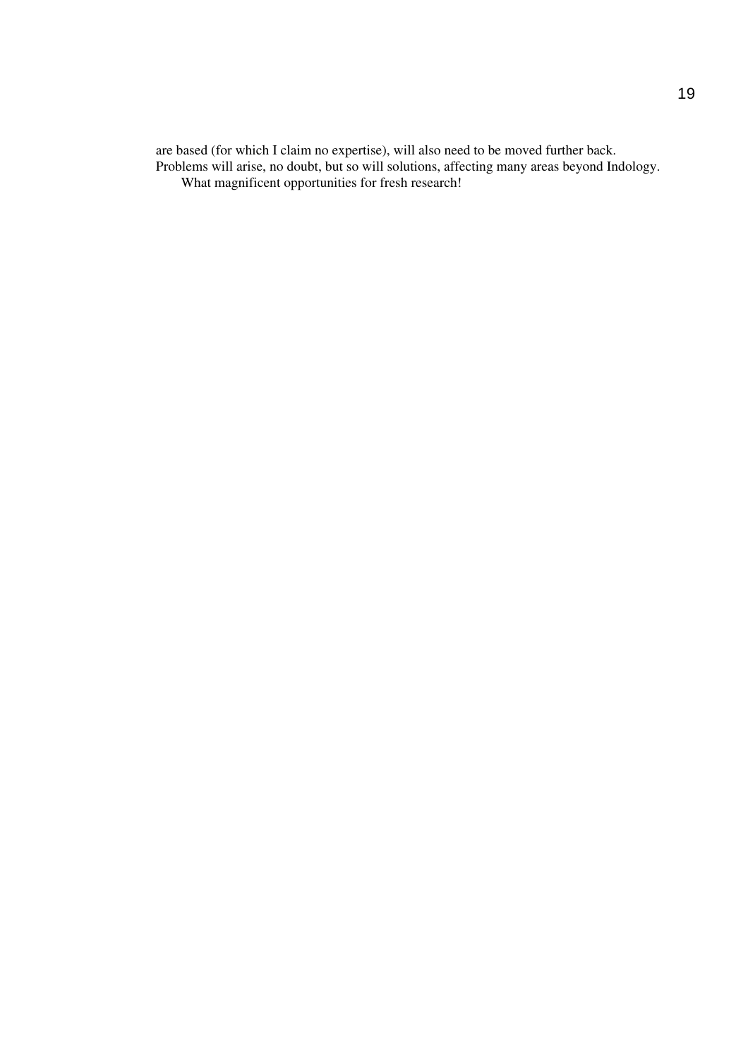are based (for which I claim no expertise), will also need to be moved further back. Problems will arise, no doubt, but so will solutions, affecting many areas beyond Indology.

What magnificent opportunities for fresh research!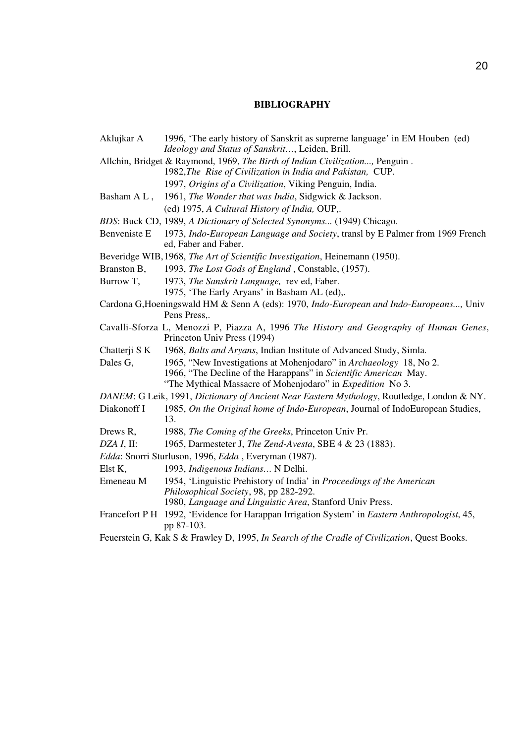## BIBLIOGRAPHY

Aklujkar A 1996, 'The early history of Sanskrit as supreme language' in EM Houben (ed) *Ideology and Status of Sanskrit*…, Leiden, Brill.

Allchin, Bridget & Raymond, 1969, *The Birth of Indian Civilization...,* Penguin .
1982,*The Rise of Civilization in India and Pakistan,* CUP.
1997, *Origins of a Civilization*, Viking Penguin, India.

Basham A L , 1961, *The Wonder that was India*, Sidgwick & Jackson.
(ed) 1975, *A Cultural History of India,* OUP,.

*BDS*: Buck CD, 1989, *A Dictionary of Selected Synonyms...* (1949) Chicago.

Benveniste E 1973, *Indo-European Language and Society*, transl by E Palmer from 1969 French ed, Faber and Faber.

Beveridge WIB, 1968, *The Art of Scientific Investigation*, Heinemann (1950).

Branston B, 1993, *The Lost Gods of England* , Constable, (1957).

Burrow T, 1973, *The Sanskrit Language,* rev ed, Faber.
1975, 'The Early Aryans' in Basham AL (ed),.

Cardona G,Hoeningswald HM & Senn A (eds): 1970, *Indo-European and Indo-Europeans...,* Univ Pens Press,.

Cavalli-Sforza L, Menozzi P, Piazza A, 1996 *The History and Geography of Human Genes*, Princeton Univ Press (1994)

Chatterji S K 1968, *Balts and Aryans*, Indian Institute of Advanced Study, Simla.

Dales G, 1965, "New Investigations at Mohenjodaro" in *Archaeology* 18, No 2.
1966, "The Decline of the Harappans" in *Scientific American* May.
"The Mythical Massacre of Mohenjodaro" in *Expedition* No 3.

*DANEM*: G Leik, 1991, *Dictionary of Ancient Near Eastern Mythology*, Routledge, London & NY.

Diakonoff I 1985, *On the Original home of Indo-European*, Journal of IndoEuropean Studies, 13.

Drews R, 1988, *The Coming of the Greeks*, Princeton Univ Pr.

*DZA I*, II: 1965, Darmesteter J, *The Zend-Avesta*, SBE 4 & 23 (1883).

*Edda*: Snorri Sturluson, 1996, *Edda* , Everyman (1987).

Elst K, 1993, *Indigenous Indians…* N Delhi.

Emeneau M 1954, 'Linguistic Prehistory of India' in *Proceedings of the American Philosophical Society*, 98, pp 282-292.
1980, *Language and Linguistic Area*, Stanford Univ Press.

Francefort P H 1992, 'Evidence for Harappan Irrigation System' in *Eastern Anthropologist*, 45, pp 87-103.

Feuerstein G, Kak S & Frawley D, 1995, *In Search of the Cradle of Civilization*, Quest Books.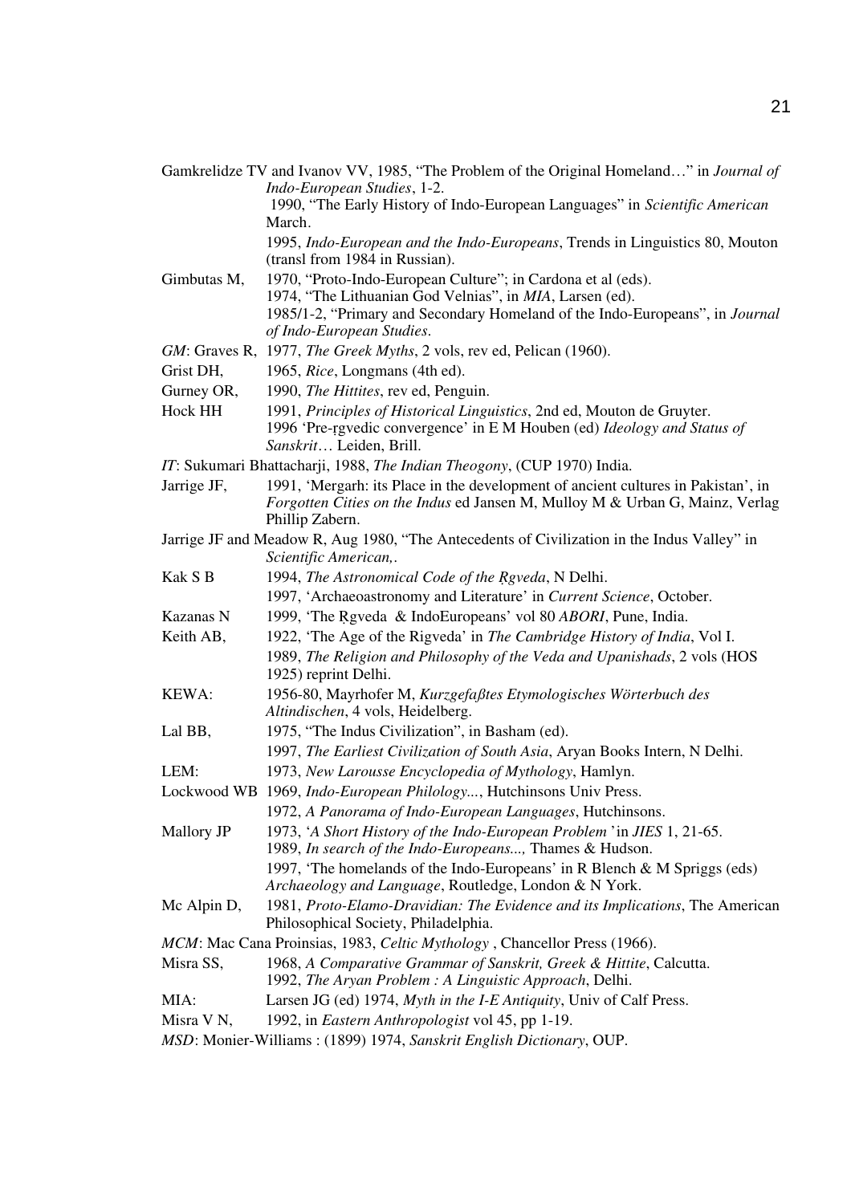Gamkrelidze TV and Ivanov VV, 1985, "The Problem of the Original Homeland…" in *Journal of Indo-European Studies*, 1-2.

1990, "The Early History of Indo-European Languages" in *Scientific American* March.

1995, *Indo-European and the Indo-Europeans*, Trends in Linguistics 80, Mouton (transl from 1984 in Russian).

Gimbutas M, 1970, "Proto-Indo-European Culture"; in Cardona et al (eds).

1974, "The Lithuanian God Velnias", in *MIA*, Larsen (ed).

1985/1-2, "Primary and Secondary Homeland of the Indo-Europeans", in *Journal of Indo-European Studies*.

*GM*: Graves R, 1977, *The Greek Myths*, 2 vols, rev ed, Pelican (1960).

Grist DH, 1965, *Rice*, Longmans (4th ed).

Gurney OR, 1990, *The Hittites*, rev ed, Penguin.

Hock HH 1991, *Principles of Historical Linguistics*, 2nd ed, Mouton de Gruyter.

1996 'Pre-ṛgvedic convergence' in E M Houben (ed) *Ideology and Status of Sanskrit*… Leiden, Brill.

*IT*: Sukumari Bhattacharji, 1988, *The Indian Theogony*, (CUP 1970) India.

Jarrige JF, 1991, 'Mergarh: its Place in the development of ancient cultures in Pakistan', in *Forgotten Cities on the Indus* ed Jansen M, Mulloy M & Urban G, Mainz, Verlag Phillip Zabern.

Jarrige JF and Meadow R, Aug 1980, "The Antecedents of Civilization in the Indus Valley" in *Scientific American*,.

Kak S B 1994, *The Astronomical Code of the Ṛgveda*, N Delhi.

1997, 'Archaeoastronomy and Literature' in *Current Science*, October.

Kazanas N 1999, 'The Ṛgveda & IndoEuropeans' vol 80 *ABORI*, Pune, India.

Keith AB, 1922, 'The Age of the Rigveda' in *The Cambridge History of India*, Vol I.

1989, *The Religion and Philosophy of the Veda and Upanishads*, 2 vols (HOS 1925) reprint Delhi.

KEWA: 1956-80, Mayrhofer M, *Kurzgefaßtes Etymologisches Wörterbuch des Altindischen*, 4 vols, Heidelberg.

Lal BB, 1975, "The Indus Civilization", in Basham (ed).

1997, *The Earliest Civilization of South Asia*, Aryan Books Intern, N Delhi.

LEM: 1973, *New Larousse Encyclopedia of Mythology*, Hamlyn.

Lockwood WB 1969, *Indo-European Philology...*, Hutchinsons Univ Press.

1972, *A Panorama of Indo-European Languages*, Hutchinsons.

Mallory JP 1973, '*A Short History of the Indo-European Problem* 'in *JIES* 1, 21-65.

1989, *In search of the Indo-Europeans...,* Thames & Hudson.

1997, 'The homelands of the Indo-Europeans' in R Blench & M Spriggs (eds) *Archaeology and Language*, Routledge, London & N York.

Mc Alpin D, 1981, *Proto-Elamo-Dravidian: The Evidence and its Implications*, The American Philosophical Society, Philadelphia.

*MCM*: Mac Cana Proinsias, 1983, *Celtic Mythology* , Chancellor Press (1966).

Misra SS, 1968, *A Comparative Grammar of Sanskrit, Greek & Hittite*, Calcutta.

1992, *The Aryan Problem : A Linguistic Approach*, Delhi.

MIA: Larsen JG (ed) 1974, *Myth in the I-E Antiquity*, Univ of Calf Press.

Misra V N, 1992, in *Eastern Anthropologist* vol 45, pp 1-19.

*MSD*: Monier-Williams : (1899) 1974, *Sanskrit English Dictionary*, OUP.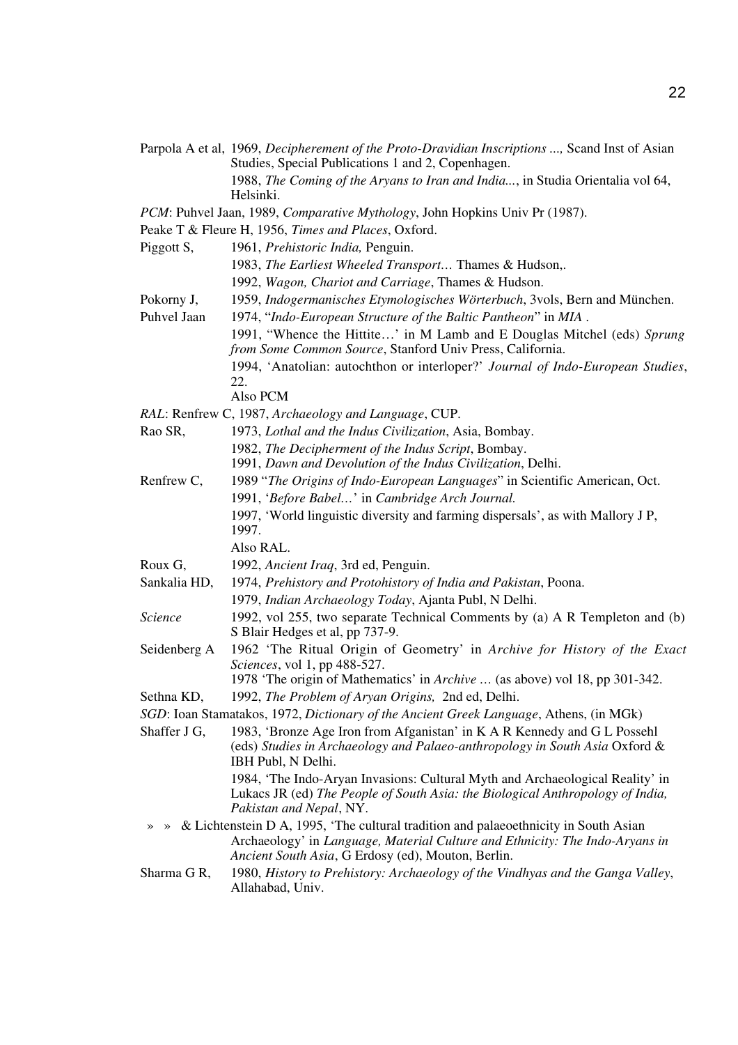Parpola A et al, 1969, *Decipherement of the Proto-Dravidian Inscriptions ...,* Scand Inst of Asian Studies, Special Publications 1 and 2, Copenhagen.

1988, *The Coming of the Aryans to Iran and India...*, in Studia Orientalia vol 64, Helsinki.

*PCM*: Puhvel Jaan, 1989, *Comparative Mythology*, John Hopkins Univ Pr (1987).

Peake T & Fleure H, 1956, *Times and Places*, Oxford.

Piggott S, 1961, *Prehistoric India,* Penguin.

1983, *The Earliest Wheeled Transport…* Thames & Hudson,.

1992, *Wagon, Chariot and Carriage*, Thames & Hudson.

Pokorny J, 1959, *Indogermanisches Etymologisches Wörterbuch*, 3vols, Bern and München.

Puhvel Jaan 1974, "*Indo-European Structure of the Baltic Pantheon*" in *MIA* .

1991, "Whence the Hittite…' in M Lamb and E Douglas Mitchel (eds) *Sprung from Some Common Source*, Stanford Univ Press, California.

1994, 'Anatolian: autochthon or interloper?' *Journal of Indo-European Studies*, 22.

Also PCM

*RAL*: Renfrew C, 1987, *Archaeology and Language*, CUP.

Rao SR, 1973, *Lothal and the Indus Civilization*, Asia, Bombay.

1982, *The Decipherment of the Indus Script*, Bombay.

1991, *Dawn and Devolution of the Indus Civilization*, Delhi.

Renfrew C, 1989 "*The Origins of Indo-European Languages*" in Scientific American, Oct.

1991, '*Before Babel…*' in *Cambridge Arch Journal.*

1997, 'World linguistic diversity and farming dispersals', as with Mallory J P, 1997.

Also RAL.

Roux G, 1992, *Ancient Iraq*, 3rd ed, Penguin.

Sankalia HD, 1974, *Prehistory and Protohistory of India and Pakistan*, Poona.

1979, *Indian Archaeology Today*, Ajanta Publ, N Delhi.

*Science* 1992, vol 255, two separate Technical Comments by (a) A R Templeton and (b) S Blair Hedges et al, pp 737-9.

Seidenberg A 1962 'The Ritual Origin of Geometry' in *Archive for History of the Exact Sciences*, vol 1, pp 488-527.

1978 'The origin of Mathematics' in *Archive …* (as above) vol 18, pp 301-342.

Sethna KD, 1992, *The Problem of Aryan Origins,* 2nd ed, Delhi.

*SGD*: Ioan Stamatakos, 1972, *Dictionary of the Ancient Greek Language*, Athens, (in MGk)

Shaffer J G, 1983, 'Bronze Age Iron from Afganistan' in K A R Kennedy and G L Possehl (eds) *Studies in Archaeology and Palaeo-anthropology in South Asia* Oxford & IBH Publ, N Delhi.

1984, 'The Indo-Aryan Invasions: Cultural Myth and Archaeological Reality' in Lukacs JR (ed) *The People of South Asia: the Biological Anthropology of India, Pakistan and Nepal*, NY.

» » & Lichtenstein D A, 1995, 'The cultural tradition and palaeoethnicity in South Asian Archaeology' in *Language, Material Culture and Ethnicity: The Indo-Aryans in Ancient South Asia*, G Erdosy (ed), Mouton, Berlin.

Sharma G R, 1980, *History to Prehistory: Archaeology of the Vindhyas and the Ganga Valley*, Allahabad, Univ.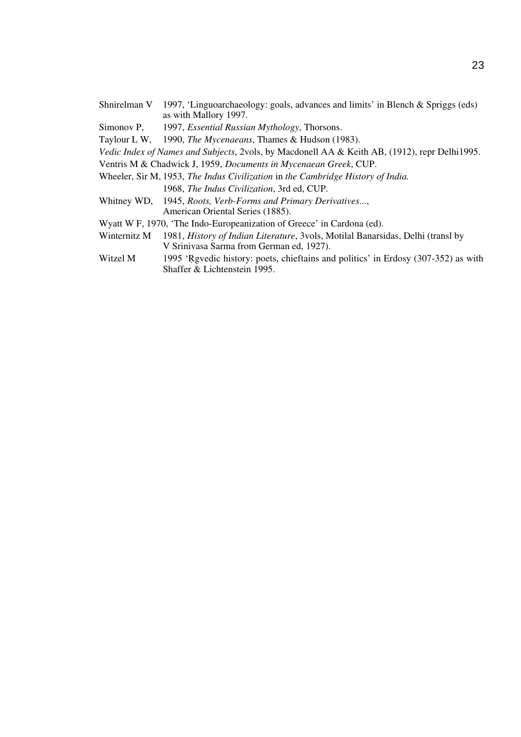Shnirelman V 1997, 'Linguoarchaeology: goals, advances and limits' in Blench & Spriggs (eds) as with Mallory 1997.

Simonov P, 1997, *Essential Russian Mythology*, Thorsons.

Taylour L W, 1990, *The Mycenaeans*, Thames & Hudson (1983).

*Vedic Index of Names and Subjects*, 2vols, by Macdonell AA & Keith AB, (1912), repr Delhi1995.

Ventris M & Chadwick J, 1959, *Documents in Mycenaean Greek*, CUP.

Wheeler, Sir M, 1953, *The Indus Civilization* in *the Cambridge History of India.*

1968, *The Indus Civilization*, 3rd ed, CUP.

Whitney WD, 1945, *Roots, Verb-Forms and Primary Derivatives*..., American Oriental Series (1885).

Wyatt W F, 1970, 'The Indo-Europeanization of Greece' in Cardona (ed).

Winternitz M 1981, *History of Indian Literature*, 3vols, Motilal Banarsidas, Delhi (transl by V Srinivasa Sarma from German ed, 1927).

Witzel M 1995 'Ṛgvedic history: poets, chieftains and politics' in Erdosy (307-352) as with Shaffer & Lichtenstein 1995.